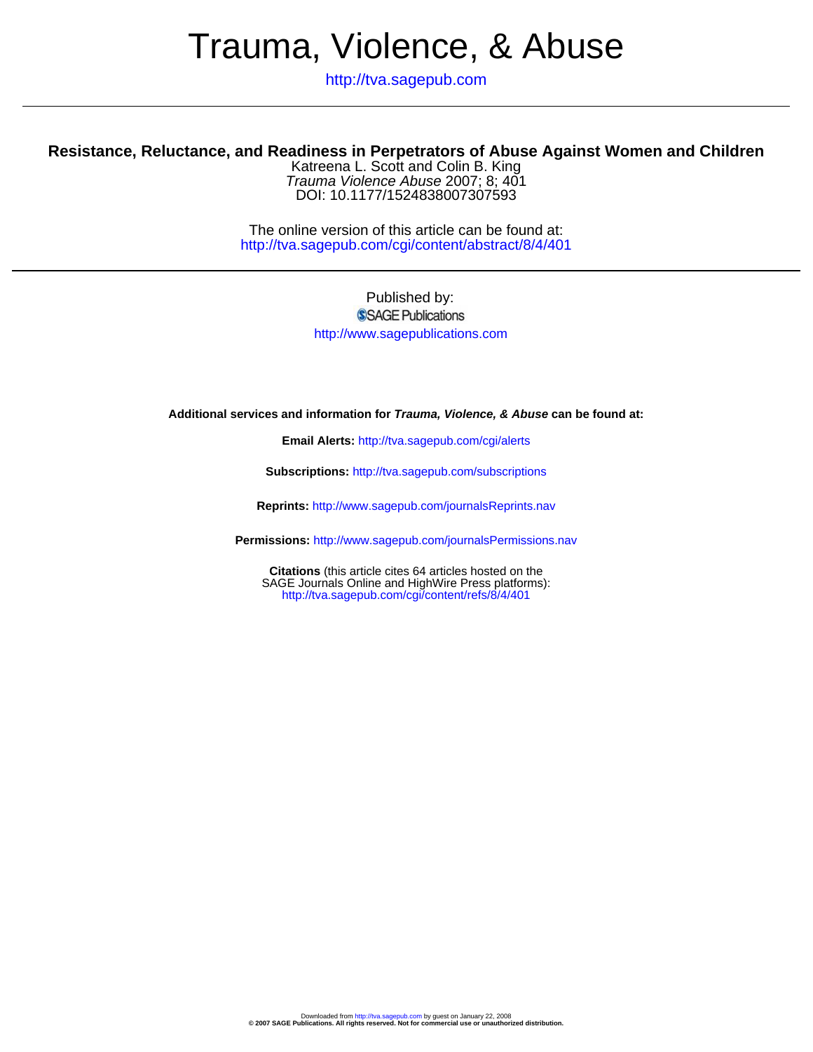# Trauma, Violence, & Abuse

http://tva.sagepub.com

## Resistance, Reluctance, and Readiness in Perpetrators of Abuse Against Women and Children

Katreena L. Scott and Colin B. King
*Trauma Violence Abuse* 2007; 8; 401
DOI: 10.1177/1524838007307593

The online version of this article can be found at:
http://tva.sagepub.com/cgi/content/abstract/8/4/401

Published by:
SAGE Publications
http://www.sagepublications.com

**Additional services and information for *Trauma, Violence, & Abuse* can be found at:**

**Email Alerts:** http://tva.sagepub.com/cgi/alerts

**Subscriptions:** http://tva.sagepub.com/subscriptions

**Reprints:** http://www.sagepub.com/journalsReprints.nav

**Permissions:** http://www.sagepub.com/journalsPermissions.nav

**Citations** (this article cites 64 articles hosted on the SAGE Journals Online and HighWire Press platforms):
http://tva.sagepub.com/cgi/content/refs/8/4/401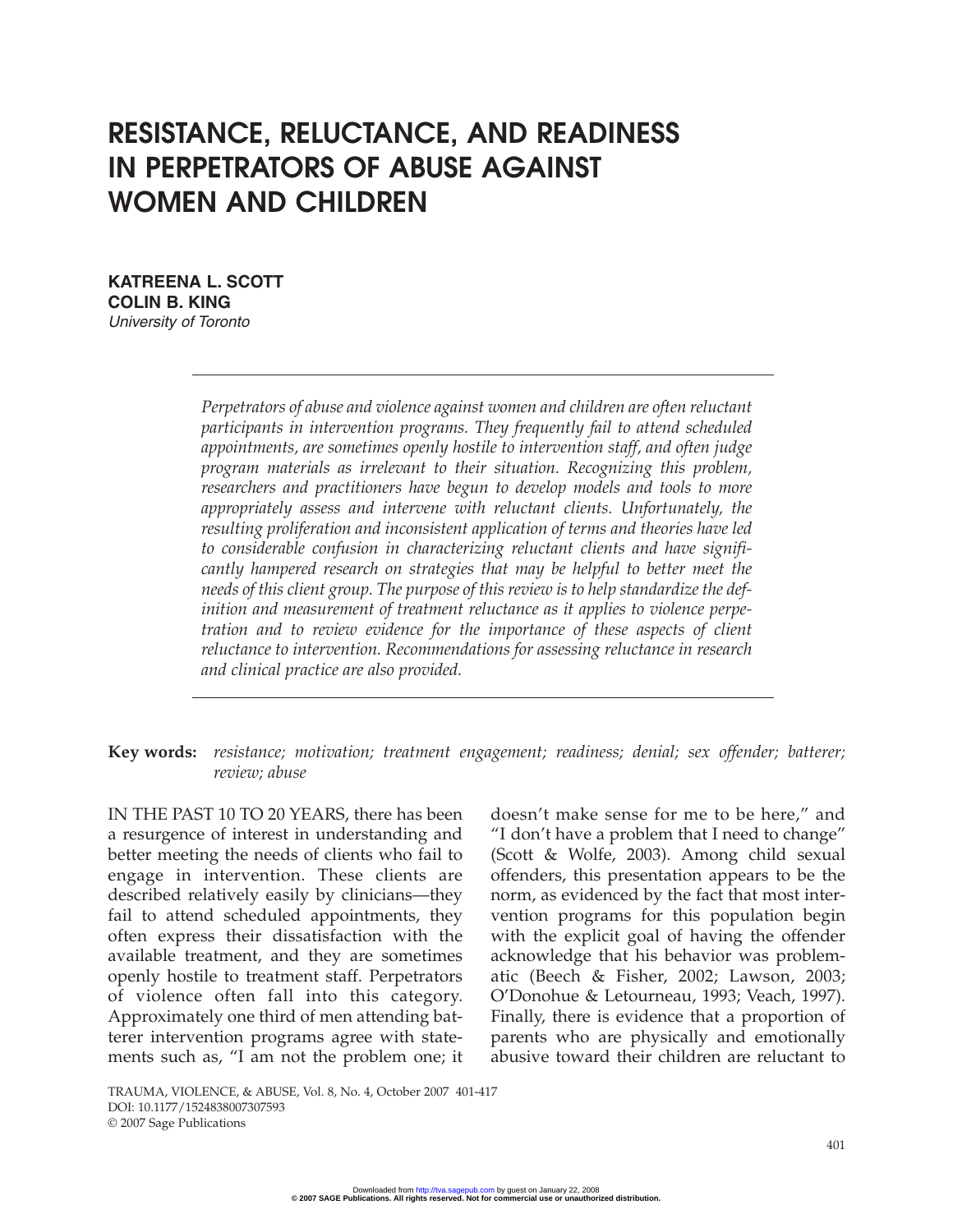# RESISTANCE, RELUCTANCE, AND READINESS IN PERPETRATORS OF ABUSE AGAINST WOMEN AND CHILDREN

**KATREENA L. SCOTT**
**COLIN B. KING**
*University of Toronto*

*Perpetrators of abuse and violence against women and children are often reluctant participants in intervention programs. They frequently fail to attend scheduled appointments, are sometimes openly hostile to intervention staff, and often judge program materials as irrelevant to their situation. Recognizing this problem, researchers and practitioners have begun to develop models and tools to more appropriately assess and intervene with reluctant clients. Unfortunately, the resulting proliferation and inconsistent application of terms and theories have led to considerable confusion in characterizing reluctant clients and have significantly hampered research on strategies that may be helpful to better meet the needs of this client group. The purpose of this review is to help standardize the definition and measurement of treatment reluctance as it applies to violence perpetration and to review evidence for the importance of these aspects of client reluctance to intervention. Recommendations for assessing reluctance in research and clinical practice are also provided.*

**Key words:** *resistance; motivation; treatment engagement; readiness; denial; sex offender; batterer; review; abuse*

IN THE PAST 10 TO 20 YEARS, there has been a resurgence of interest in understanding and better meeting the needs of clients who fail to engage in intervention. These clients are described relatively easily by clinicians—they fail to attend scheduled appointments, they often express their dissatisfaction with the available treatment, and they are sometimes openly hostile to treatment staff. Perpetrators of violence often fall into this category. Approximately one third of men attending batterer intervention programs agree with statements such as, "I am not the problem one; it doesn't make sense for me to be here," and "I don't have a problem that I need to change" (Scott & Wolfe, 2003). Among child sexual offenders, this presentation appears to be the norm, as evidenced by the fact that most intervention programs for this population begin with the explicit goal of having the offender acknowledge that his behavior was problematic (Beech & Fisher, 2002; Lawson, 2003; O'Donohue & Letourneau, 1993; Veach, 1997). Finally, there is evidence that a proportion of parents who are physically and emotionally abusive toward their children are reluctant to

TRAUMA, VIOLENCE, & ABUSE, Vol. 8, No. 4, October 2007 401-417
DOI: 10.1177/1524838007307593
© 2007 Sage Publications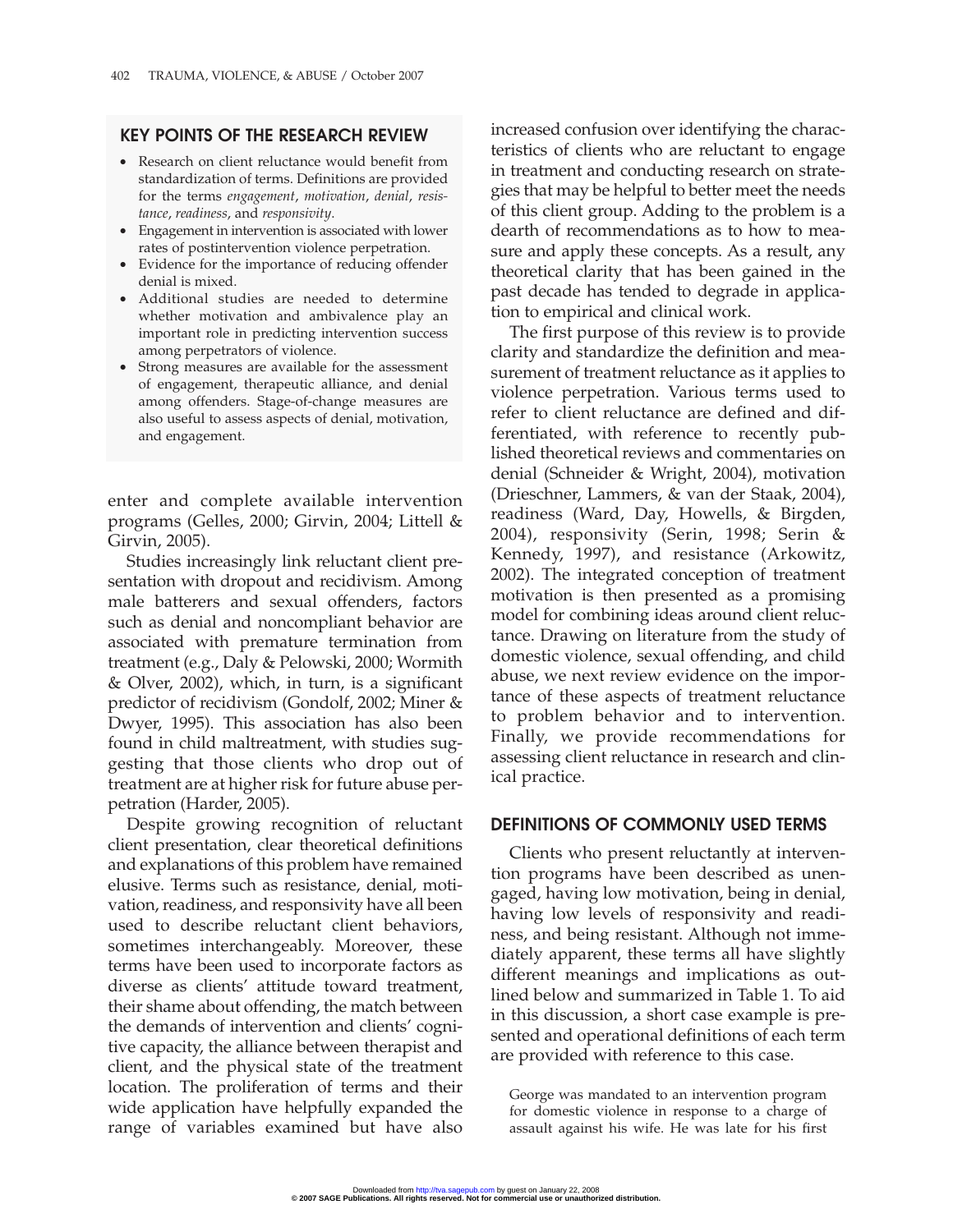## KEY POINTS OF THE RESEARCH REVIEW

- Research on client reluctance would benefit from standardization of terms. Definitions are provided for the terms *engagement*, *motivation*, *denial*, *resistance*, *readiness*, and *responsivity*.
- Engagement in intervention is associated with lower rates of postintervention violence perpetration.
- Evidence for the importance of reducing offender denial is mixed.
- Additional studies are needed to determine whether motivation and ambivalence play an important role in predicting intervention success among perpetrators of violence.
- Strong measures are available for the assessment of engagement, therapeutic alliance, and denial among offenders. Stage-of-change measures are also useful to assess aspects of denial, motivation, and engagement.

enter and complete available intervention programs (Gelles, 2000; Girvin, 2004; Littell & Girvin, 2005).

Studies increasingly link reluctant client presentation with dropout and recidivism. Among male batterers and sexual offenders, factors such as denial and noncompliant behavior are associated with premature termination from treatment (e.g., Daly & Pelowski, 2000; Wormith & Olver, 2002), which, in turn, is a significant predictor of recidivism (Gondolf, 2002; Miner & Dwyer, 1995). This association has also been found in child maltreatment, with studies suggesting that those clients who drop out of treatment are at higher risk for future abuse perpetration (Harder, 2005).

Despite growing recognition of reluctant client presentation, clear theoretical definitions and explanations of this problem have remained elusive. Terms such as resistance, denial, motivation, readiness, and responsivity have all been used to describe reluctant client behaviors, sometimes interchangeably. Moreover, these terms have been used to incorporate factors as diverse as clients' attitude toward treatment, their shame about offending, the match between the demands of intervention and clients' cognitive capacity, the alliance between therapist and client, and the physical state of the treatment location. The proliferation of terms and their wide application have helpfully expanded the range of variables examined but have also increased confusion over identifying the characteristics of clients who are reluctant to engage in treatment and conducting research on strategies that may be helpful to better meet the needs of this client group. Adding to the problem is a dearth of recommendations as to how to measure and apply these concepts. As a result, any theoretical clarity that has been gained in the past decade has tended to degrade in application to empirical and clinical work.

The first purpose of this review is to provide clarity and standardize the definition and measurement of treatment reluctance as it applies to violence perpetration. Various terms used to refer to client reluctance are defined and differentiated, with reference to recently published theoretical reviews and commentaries on denial (Schneider & Wright, 2004), motivation (Drieschner, Lammers, & van der Staak, 2004), readiness (Ward, Day, Howells, & Birgden, 2004), responsivity (Serin, 1998; Serin & Kennedy, 1997), and resistance (Arkowitz, 2002). The integrated conception of treatment motivation is then presented as a promising model for combining ideas around client reluctance. Drawing on literature from the study of domestic violence, sexual offending, and child abuse, we next review evidence on the importance of these aspects of treatment reluctance to problem behavior and to intervention. Finally, we provide recommendations for assessing client reluctance in research and clinical practice.

## DEFINITIONS OF COMMONLY USED TERMS

Clients who present reluctantly at intervention programs have been described as unengaged, having low motivation, being in denial, having low levels of responsivity and readiness, and being resistant. Although not immediately apparent, these terms all have slightly different meanings and implications as outlined below and summarized in Table 1. To aid in this discussion, a short case example is presented and operational definitions of each term are provided with reference to this case.

> George was mandated to an intervention program for domestic violence in response to a charge of assault against his wife. He was late for his first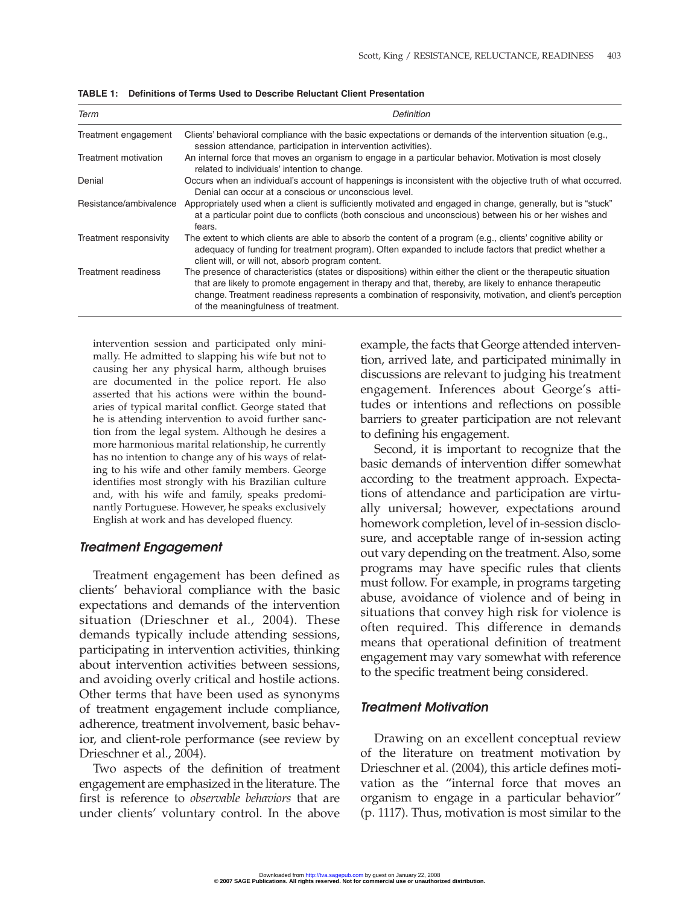**TABLE 1: Definitions of Terms Used to Describe Reluctant Client Presentation**

| *Term* | *Definition* |
|---|---|
| Treatment engagement | Clients' behavioral compliance with the basic expectations or demands of the intervention situation (e.g., session attendance, participation in intervention activities). |
| Treatment motivation | An internal force that moves an organism to engage in a particular behavior. Motivation is most closely related to individuals' intention to change. |
| Denial | Occurs when an individual's account of happenings is inconsistent with the objective truth of what occurred. Denial can occur at a conscious or unconscious level. |
| Resistance/ambivalence | Appropriately used when a client is sufficiently motivated and engaged in change, generally, but is "stuck" at a particular point due to conflicts (both conscious and unconscious) between his or her wishes and fears. |
| Treatment responsivity | The extent to which clients are able to absorb the content of a program (e.g., clients' cognitive ability or adequacy of funding for treatment program). Often expanded to include factors that predict whether a client will, or will not, absorb program content. |
| Treatment readiness | The presence of characteristics (states or dispositions) within either the client or the therapeutic situation that are likely to promote engagement in therapy and that, thereby, are likely to enhance therapeutic change. Treatment readiness represents a combination of responsivity, motivation, and client's perception of the meaningfulness of treatment. |

intervention session and participated only minimally. He admitted to slapping his wife but not to causing her any physical harm, although bruises are documented in the police report. He also asserted that his actions were within the boundaries of typical marital conflict. George stated that he is attending intervention to avoid further sanction from the legal system. Although he desires a more harmonious marital relationship, he currently has no intention to change any of his ways of relating to his wife and other family members. George identifies most strongly with his Brazilian culture and, with his wife and family, speaks predominantly Portuguese. However, he speaks exclusively English at work and has developed fluency.

### *Treatment Engagement*

Treatment engagement has been defined as clients' behavioral compliance with the basic expectations and demands of the intervention situation (Drieschner et al., 2004). These demands typically include attending sessions, participating in intervention activities, thinking about intervention activities between sessions, and avoiding overly critical and hostile actions. Other terms that have been used as synonyms of treatment engagement include compliance, adherence, treatment involvement, basic behavior, and client-role performance (see review by Drieschner et al., 2004).

Two aspects of the definition of treatment engagement are emphasized in the literature. The first is reference to *observable behaviors* that are under clients' voluntary control. In the above example, the facts that George attended intervention, arrived late, and participated minimally in discussions are relevant to judging his treatment engagement. Inferences about George's attitudes or intentions and reflections on possible barriers to greater participation are not relevant to defining his engagement.

Second, it is important to recognize that the basic demands of intervention differ somewhat according to the treatment approach. Expectations of attendance and participation are virtually universal; however, expectations around homework completion, level of in-session disclosure, and acceptable range of in-session acting out vary depending on the treatment. Also, some programs may have specific rules that clients must follow. For example, in programs targeting abuse, avoidance of violence and of being in situations that convey high risk for violence is often required. This difference in demands means that operational definition of treatment engagement may vary somewhat with reference to the specific treatment being considered.

### *Treatment Motivation*

Drawing on an excellent conceptual review of the literature on treatment motivation by Drieschner et al. (2004), this article defines motivation as the "internal force that moves an organism to engage in a particular behavior" (p. 1117). Thus, motivation is most similar to the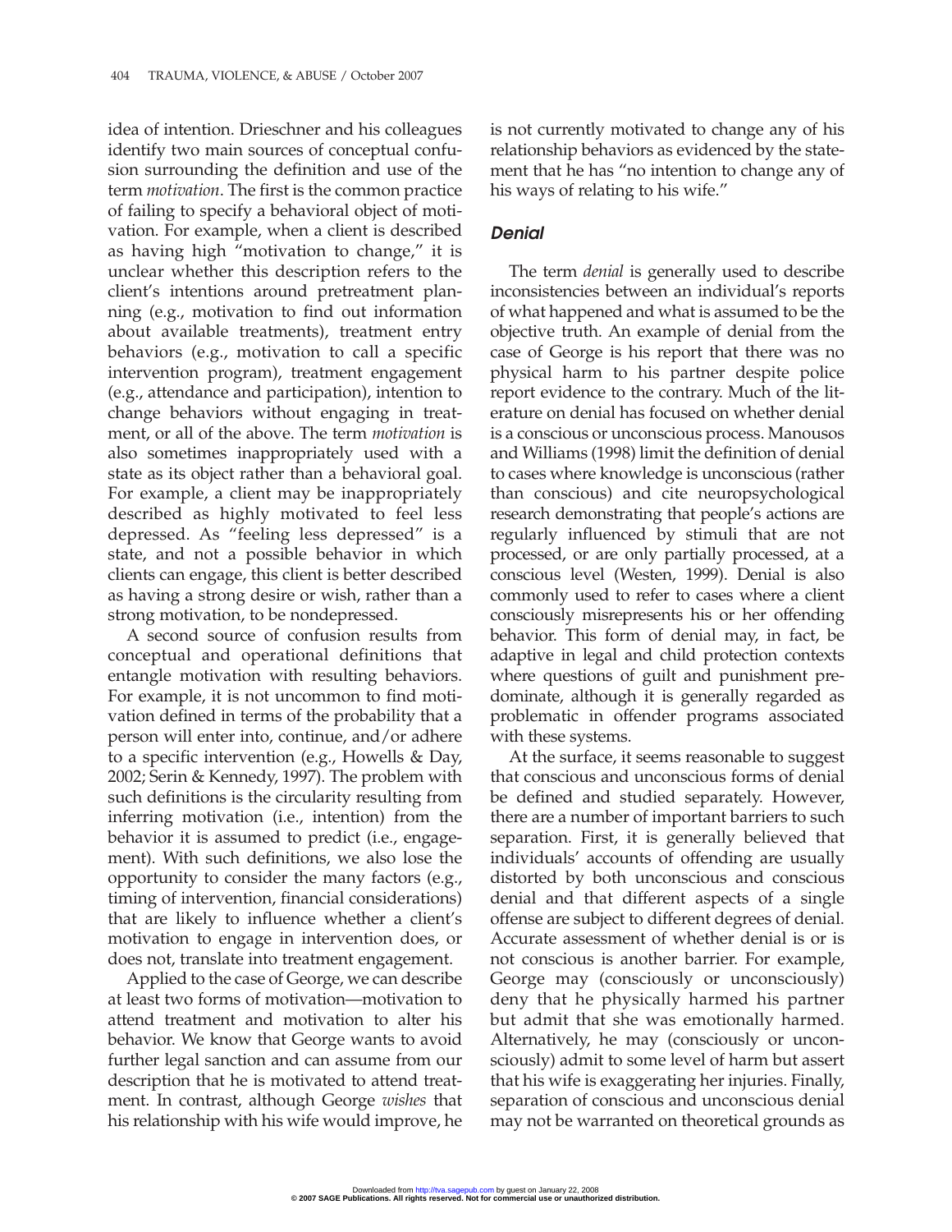idea of intention. Drieschner and his colleagues identify two main sources of conceptual confusion surrounding the definition and use of the term *motivation*. The first is the common practice of failing to specify a behavioral object of motivation. For example, when a client is described as having high "motivation to change," it is unclear whether this description refers to the client's intentions around pretreatment planning (e.g., motivation to find out information about available treatments), treatment entry behaviors (e.g., motivation to call a specific intervention program), treatment engagement (e.g., attendance and participation), intention to change behaviors without engaging in treatment, or all of the above. The term *motivation* is also sometimes inappropriately used with a state as its object rather than a behavioral goal. For example, a client may be inappropriately described as highly motivated to feel less depressed. As "feeling less depressed" is a state, and not a possible behavior in which clients can engage, this client is better described as having a strong desire or wish, rather than a strong motivation, to be nondepressed.

A second source of confusion results from conceptual and operational definitions that entangle motivation with resulting behaviors. For example, it is not uncommon to find motivation defined in terms of the probability that a person will enter into, continue, and/or adhere to a specific intervention (e.g., Howells & Day, 2002; Serin & Kennedy, 1997). The problem with such definitions is the circularity resulting from inferring motivation (i.e., intention) from the behavior it is assumed to predict (i.e., engagement). With such definitions, we also lose the opportunity to consider the many factors (e.g., timing of intervention, financial considerations) that are likely to influence whether a client's motivation to engage in intervention does, or does not, translate into treatment engagement.

Applied to the case of George, we can describe at least two forms of motivation—motivation to attend treatment and motivation to alter his behavior. We know that George wants to avoid further legal sanction and can assume from our description that he is motivated to attend treatment. In contrast, although George *wishes* that his relationship with his wife would improve, he is not currently motivated to change any of his relationship behaviors as evidenced by the statement that he has "no intention to change any of his ways of relating to his wife."

### Denial

The term *denial* is generally used to describe inconsistencies between an individual's reports of what happened and what is assumed to be the objective truth. An example of denial from the case of George is his report that there was no physical harm to his partner despite police report evidence to the contrary. Much of the literature on denial has focused on whether denial is a conscious or unconscious process. Manousos and Williams (1998) limit the definition of denial to cases where knowledge is unconscious (rather than conscious) and cite neuropsychological research demonstrating that people's actions are regularly influenced by stimuli that are not processed, or are only partially processed, at a conscious level (Westen, 1999). Denial is also commonly used to refer to cases where a client consciously misrepresents his or her offending behavior. This form of denial may, in fact, be adaptive in legal and child protection contexts where questions of guilt and punishment predominate, although it is generally regarded as problematic in offender programs associated with these systems.

At the surface, it seems reasonable to suggest that conscious and unconscious forms of denial be defined and studied separately. However, there are a number of important barriers to such separation. First, it is generally believed that individuals' accounts of offending are usually distorted by both unconscious and conscious denial and that different aspects of a single offense are subject to different degrees of denial. Accurate assessment of whether denial is or is not conscious is another barrier. For example, George may (consciously or unconsciously) deny that he physically harmed his partner but admit that she was emotionally harmed. Alternatively, he may (consciously or unconsciously) admit to some level of harm but assert that his wife is exaggerating her injuries. Finally, separation of conscious and unconscious denial may not be warranted on theoretical grounds as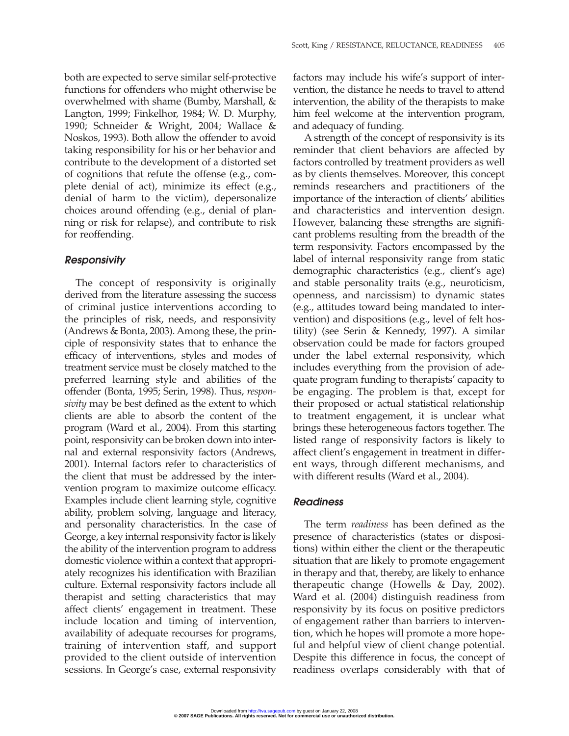both are expected to serve similar self-protective functions for offenders who might otherwise be overwhelmed with shame (Bumby, Marshall, & Langton, 1999; Finkelhor, 1984; W. D. Murphy, 1990; Schneider & Wright, 2004; Wallace & Noskos, 1993). Both allow the offender to avoid taking responsibility for his or her behavior and contribute to the development of a distorted set of cognitions that refute the offense (e.g., complete denial of act), minimize its effect (e.g., denial of harm to the victim), depersonalize choices around offending (e.g., denial of planning or risk for relapse), and contribute to risk for reoffending.

### *Responsivity*

The concept of responsivity is originally derived from the literature assessing the success of criminal justice interventions according to the principles of risk, needs, and responsivity (Andrews & Bonta, 2003). Among these, the principle of responsivity states that to enhance the efficacy of interventions, styles and modes of treatment service must be closely matched to the preferred learning style and abilities of the offender (Bonta, 1995; Serin, 1998). Thus, *responsivity* may be best defined as the extent to which clients are able to absorb the content of the program (Ward et al., 2004). From this starting point, responsivity can be broken down into internal and external responsivity factors (Andrews, 2001). Internal factors refer to characteristics of the client that must be addressed by the intervention program to maximize outcome efficacy. Examples include client learning style, cognitive ability, problem solving, language and literacy, and personality characteristics. In the case of George, a key internal responsivity factor is likely the ability of the intervention program to address domestic violence within a context that appropriately recognizes his identification with Brazilian culture. External responsivity factors include all therapist and setting characteristics that may affect clients' engagement in treatment. These include location and timing of intervention, availability of adequate recourses for programs, training of intervention staff, and support provided to the client outside of intervention sessions. In George's case, external responsivity factors may include his wife's support of intervention, the distance he needs to travel to attend intervention, the ability of the therapists to make him feel welcome at the intervention program, and adequacy of funding.

A strength of the concept of responsivity is its reminder that client behaviors are affected by factors controlled by treatment providers as well as by clients themselves. Moreover, this concept reminds researchers and practitioners of the importance of the interaction of clients' abilities and characteristics and intervention design. However, balancing these strengths are significant problems resulting from the breadth of the term responsivity. Factors encompassed by the label of internal responsivity range from static demographic characteristics (e.g., client's age) and stable personality traits (e.g., neuroticism, openness, and narcissism) to dynamic states (e.g., attitudes toward being mandated to intervention) and dispositions (e.g., level of felt hostility) (see Serin & Kennedy, 1997). A similar observation could be made for factors grouped under the label external responsivity, which includes everything from the provision of adequate program funding to therapists' capacity to be engaging. The problem is that, except for their proposed or actual statistical relationship to treatment engagement, it is unclear what brings these heterogeneous factors together. The listed range of responsivity factors is likely to affect client's engagement in treatment in different ways, through different mechanisms, and with different results (Ward et al., 2004).

### *Readiness*

The term *readiness* has been defined as the presence of characteristics (states or dispositions) within either the client or the therapeutic situation that are likely to promote engagement in therapy and that, thereby, are likely to enhance therapeutic change (Howells & Day, 2002). Ward et al. (2004) distinguish readiness from responsivity by its focus on positive predictors of engagement rather than barriers to intervention, which he hopes will promote a more hopeful and helpful view of client change potential. Despite this difference in focus, the concept of readiness overlaps considerably with that of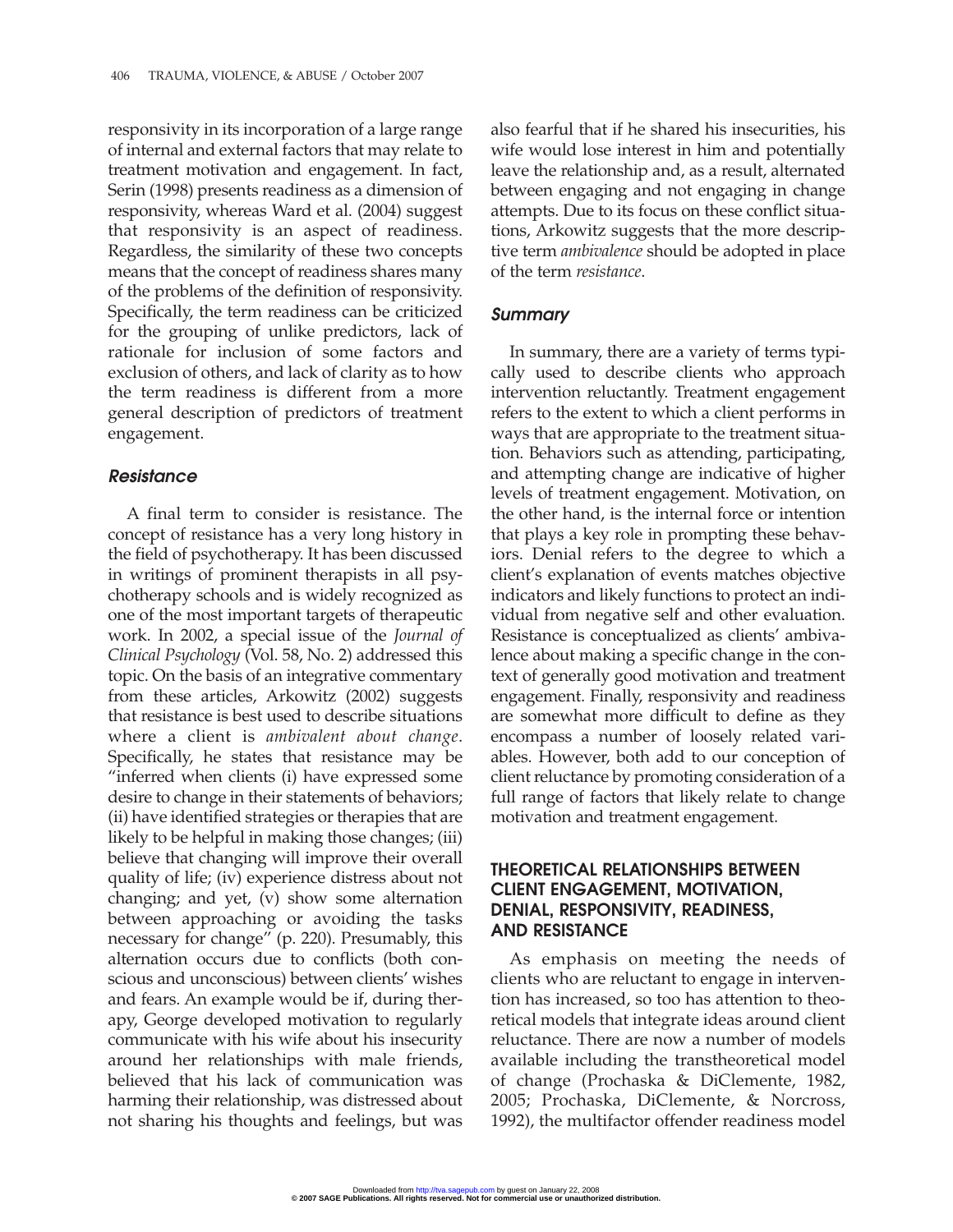responsivity in its incorporation of a large range of internal and external factors that may relate to treatment motivation and engagement. In fact, Serin (1998) presents readiness as a dimension of responsivity, whereas Ward et al. (2004) suggest that responsivity is an aspect of readiness. Regardless, the similarity of these two concepts means that the concept of readiness shares many of the problems of the definition of responsivity. Specifically, the term readiness can be criticized for the grouping of unlike predictors, lack of rationale for inclusion of some factors and exclusion of others, and lack of clarity as to how the term readiness is different from a more general description of predictors of treatment engagement.

### Resistance

A final term to consider is resistance. The concept of resistance has a very long history in the field of psychotherapy. It has been discussed in writings of prominent therapists in all psychotherapy schools and is widely recognized as one of the most important targets of therapeutic work. In 2002, a special issue of the *Journal of Clinical Psychology* (Vol. 58, No. 2) addressed this topic. On the basis of an integrative commentary from these articles, Arkowitz (2002) suggests that resistance is best used to describe situations where a client is *ambivalent about change*. Specifically, he states that resistance may be "inferred when clients (i) have expressed some desire to change in their statements of behaviors; (ii) have identified strategies or therapies that are likely to be helpful in making those changes; (iii) believe that changing will improve their overall quality of life; (iv) experience distress about not changing; and yet, (v) show some alternation between approaching or avoiding the tasks necessary for change" (p. 220). Presumably, this alternation occurs due to conflicts (both conscious and unconscious) between clients' wishes and fears. An example would be if, during therapy, George developed motivation to regularly communicate with his wife about his insecurity around her relationships with male friends, believed that his lack of communication was harming their relationship, was distressed about not sharing his thoughts and feelings, but was also fearful that if he shared his insecurities, his wife would lose interest in him and potentially leave the relationship and, as a result, alternated between engaging and not engaging in change attempts. Due to its focus on these conflict situations, Arkowitz suggests that the more descriptive term *ambivalence* should be adopted in place of the term *resistance*.

### Summary

In summary, there are a variety of terms typically used to describe clients who approach intervention reluctantly. Treatment engagement refers to the extent to which a client performs in ways that are appropriate to the treatment situation. Behaviors such as attending, participating, and attempting change are indicative of higher levels of treatment engagement. Motivation, on the other hand, is the internal force or intention that plays a key role in prompting these behaviors. Denial refers to the degree to which a client's explanation of events matches objective indicators and likely functions to protect an individual from negative self and other evaluation. Resistance is conceptualized as clients' ambivalence about making a specific change in the context of generally good motivation and treatment engagement. Finally, responsivity and readiness are somewhat more difficult to define as they encompass a number of loosely related variables. However, both add to our conception of client reluctance by promoting consideration of a full range of factors that likely relate to change motivation and treatment engagement.

## THEORETICAL RELATIONSHIPS BETWEEN CLIENT ENGAGEMENT, MOTIVATION, DENIAL, RESPONSIVITY, READINESS, AND RESISTANCE

As emphasis on meeting the needs of clients who are reluctant to engage in intervention has increased, so too has attention to theoretical models that integrate ideas around client reluctance. There are now a number of models available including the transtheoretical model of change (Prochaska & DiClemente, 1982, 2005; Prochaska, DiClemente, & Norcross, 1992), the multifactor offender readiness model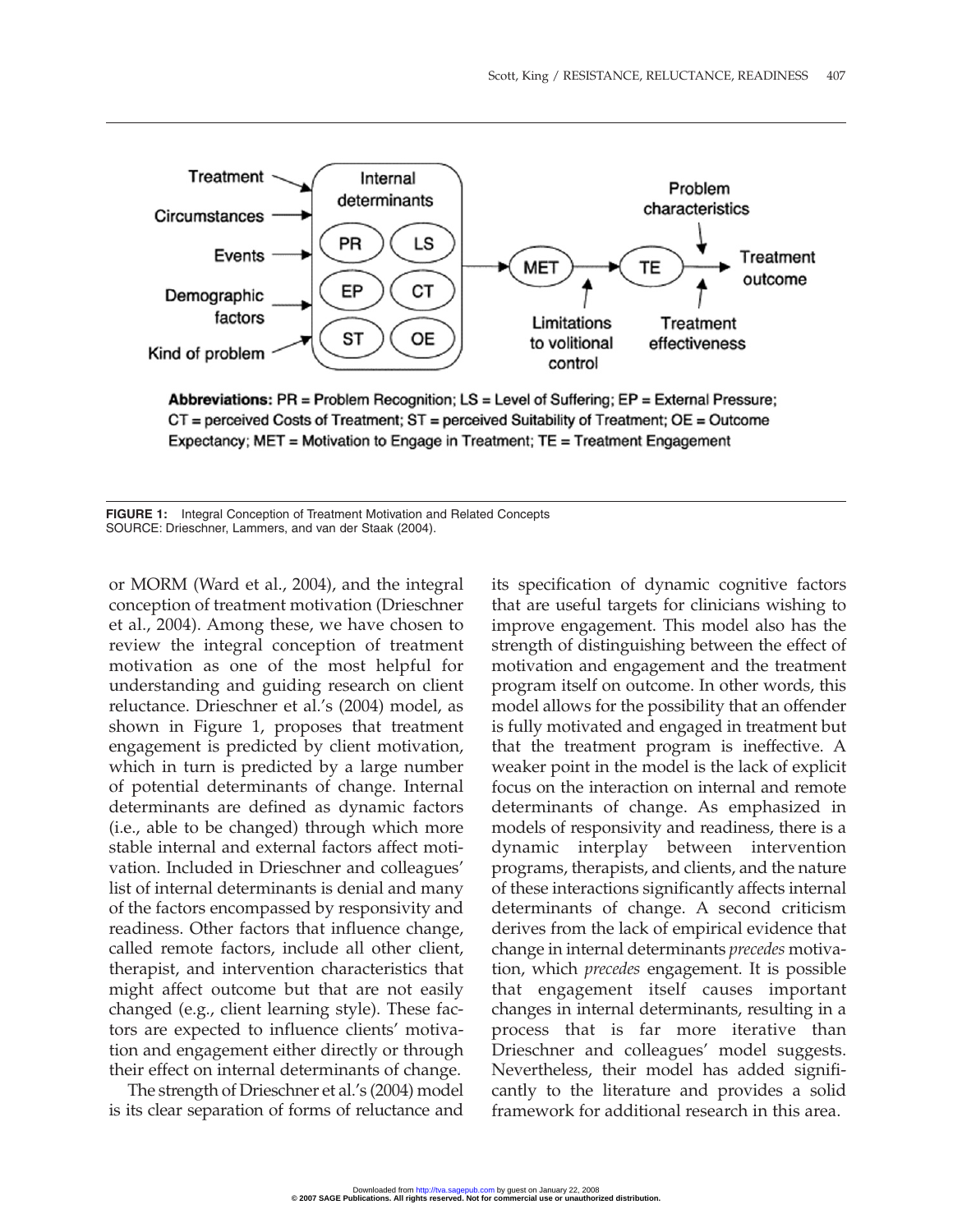Treatment

Circumstances

Events

Demographic factors

Kind of problem

Internal determinants

PR LS

EP CT

ST OE

MET

TE

Problem characteristics

Treatment outcome

Limitations to volitional control

Treatment effectiveness

**Abbreviations:** PR = Problem Recognition; LS = Level of Suffering; EP = External Pressure; CT = perceived Costs of Treatment; ST = perceived Suitability of Treatment; OE = Outcome Expectancy; MET = Motivation to Engage in Treatment; TE = Treatment Engagement

**FIGURE 1:** Integral Conception of Treatment Motivation and Related Concepts
SOURCE: Drieschner, Lammers, and van der Staak (2004).

or MORM (Ward et al., 2004), and the integral conception of treatment motivation (Drieschner et al., 2004). Among these, we have chosen to review the integral conception of treatment motivation as one of the most helpful for understanding and guiding research on client reluctance. Drieschner et al.'s (2004) model, as shown in Figure 1, proposes that treatment engagement is predicted by client motivation, which in turn is predicted by a large number of potential determinants of change. Internal determinants are defined as dynamic factors (i.e., able to be changed) through which more stable internal and external factors affect motivation. Included in Drieschner and colleagues' list of internal determinants is denial and many of the factors encompassed by responsivity and readiness. Other factors that influence change, called remote factors, include all other client, therapist, and intervention characteristics that might affect outcome but that are not easily changed (e.g., client learning style). These factors are expected to influence clients' motivation and engagement either directly or through their effect on internal determinants of change.

The strength of Drieschner et al.'s (2004) model is its clear separation of forms of reluctance and its specification of dynamic cognitive factors that are useful targets for clinicians wishing to improve engagement. This model also has the strength of distinguishing between the effect of motivation and engagement and the treatment program itself on outcome. In other words, this model allows for the possibility that an offender is fully motivated and engaged in treatment but that the treatment program is ineffective. A weaker point in the model is the lack of explicit focus on the interaction on internal and remote determinants of change. As emphasized in models of responsivity and readiness, there is a dynamic interplay between intervention programs, therapists, and clients, and the nature of these interactions significantly affects internal determinants of change. A second criticism derives from the lack of empirical evidence that change in internal determinants *precedes* motivation, which *precedes* engagement. It is possible that engagement itself causes important changes in internal determinants, resulting in a process that is far more iterative than Drieschner and colleagues' model suggests. Nevertheless, their model has added significantly to the literature and provides a solid framework for additional research in this area.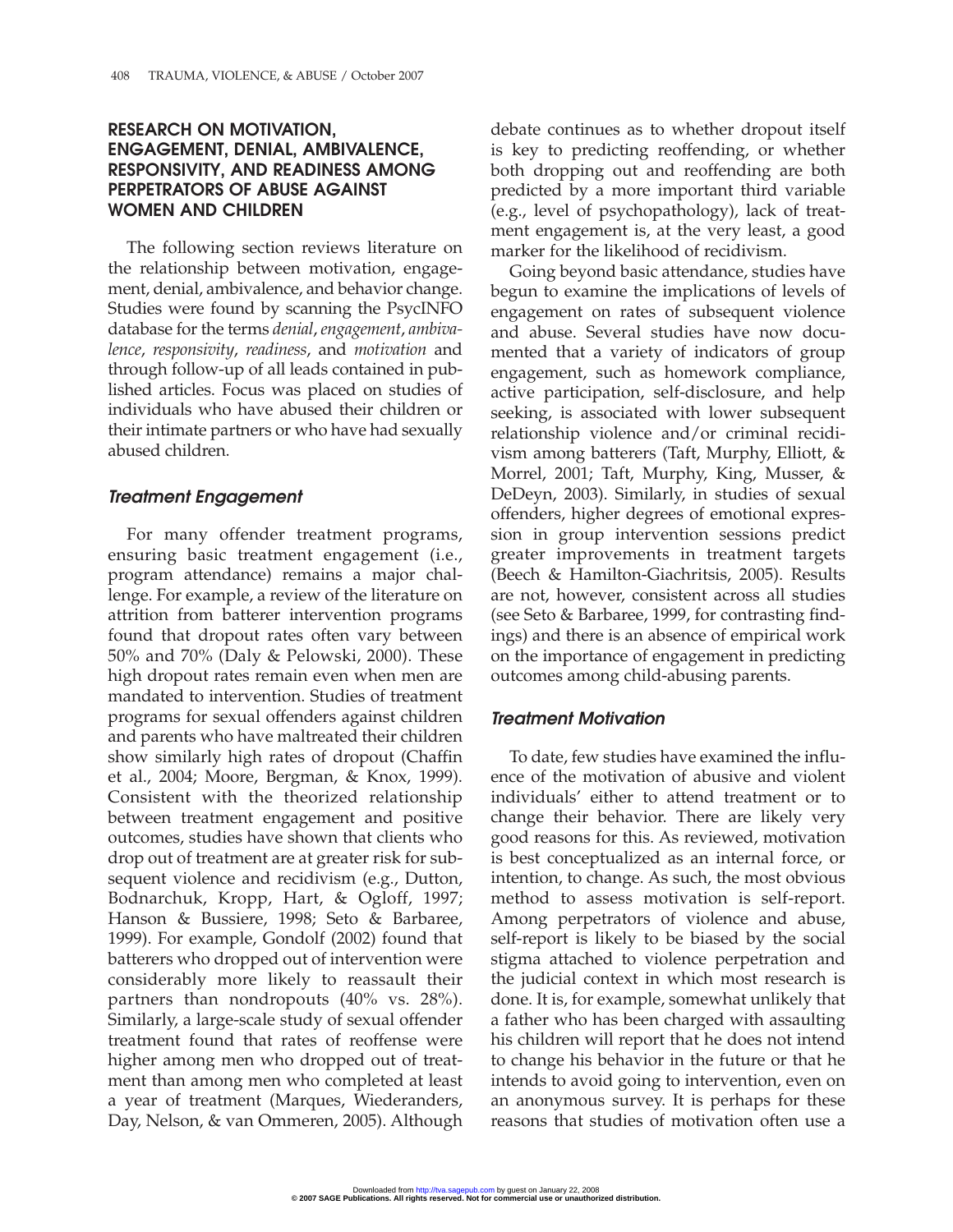## RESEARCH ON MOTIVATION, ENGAGEMENT, DENIAL, AMBIVALENCE, RESPONSIVITY, AND READINESS AMONG PERPETRATORS OF ABUSE AGAINST WOMEN AND CHILDREN

The following section reviews literature on the relationship between motivation, engagement, denial, ambivalence, and behavior change. Studies were found by scanning the PsycINFO database for the terms *denial*, *engagement*, *ambivalence*, *responsivity*, *readiness*, and *motivation* and through follow-up of all leads contained in published articles. Focus was placed on studies of individuals who have abused their children or their intimate partners or who have had sexually abused children.

### *Treatment Engagement*

For many offender treatment programs, ensuring basic treatment engagement (i.e., program attendance) remains a major challenge. For example, a review of the literature on attrition from batterer intervention programs found that dropout rates often vary between 50% and 70% (Daly & Pelowski, 2000). These high dropout rates remain even when men are mandated to intervention. Studies of treatment programs for sexual offenders against children and parents who have maltreated their children show similarly high rates of dropout (Chaffin et al., 2004; Moore, Bergman, & Knox, 1999). Consistent with the theorized relationship between treatment engagement and positive outcomes, studies have shown that clients who drop out of treatment are at greater risk for subsequent violence and recidivism (e.g., Dutton, Bodnarchuk, Kropp, Hart, & Ogloff, 1997; Hanson & Bussiere, 1998; Seto & Barbaree, 1999). For example, Gondolf (2002) found that batterers who dropped out of intervention were considerably more likely to reassault their partners than nondropouts (40% vs. 28%). Similarly, a large-scale study of sexual offender treatment found that rates of reoffense were higher among men who dropped out of treatment than among men who completed at least a year of treatment (Marques, Wiederanders, Day, Nelson, & van Ommeren, 2005). Although debate continues as to whether dropout itself is key to predicting reoffending, or whether both dropping out and reoffending are both predicted by a more important third variable (e.g., level of psychopathology), lack of treatment engagement is, at the very least, a good marker for the likelihood of recidivism.

Going beyond basic attendance, studies have begun to examine the implications of levels of engagement on rates of subsequent violence and abuse. Several studies have now documented that a variety of indicators of group engagement, such as homework compliance, active participation, self-disclosure, and help seeking, is associated with lower subsequent relationship violence and/or criminal recidivism among batterers (Taft, Murphy, Elliott, & Morrel, 2001; Taft, Murphy, King, Musser, & DeDeyn, 2003). Similarly, in studies of sexual offenders, higher degrees of emotional expression in group intervention sessions predict greater improvements in treatment targets (Beech & Hamilton-Giachritsis, 2005). Results are not, however, consistent across all studies (see Seto & Barbaree, 1999, for contrasting findings) and there is an absence of empirical work on the importance of engagement in predicting outcomes among child-abusing parents.

### *Treatment Motivation*

To date, few studies have examined the influence of the motivation of abusive and violent individuals' either to attend treatment or to change their behavior. There are likely very good reasons for this. As reviewed, motivation is best conceptualized as an internal force, or intention, to change. As such, the most obvious method to assess motivation is self-report. Among perpetrators of violence and abuse, self-report is likely to be biased by the social stigma attached to violence perpetration and the judicial context in which most research is done. It is, for example, somewhat unlikely that a father who has been charged with assaulting his children will report that he does not intend to change his behavior in the future or that he intends to avoid going to intervention, even on an anonymous survey. It is perhaps for these reasons that studies of motivation often use a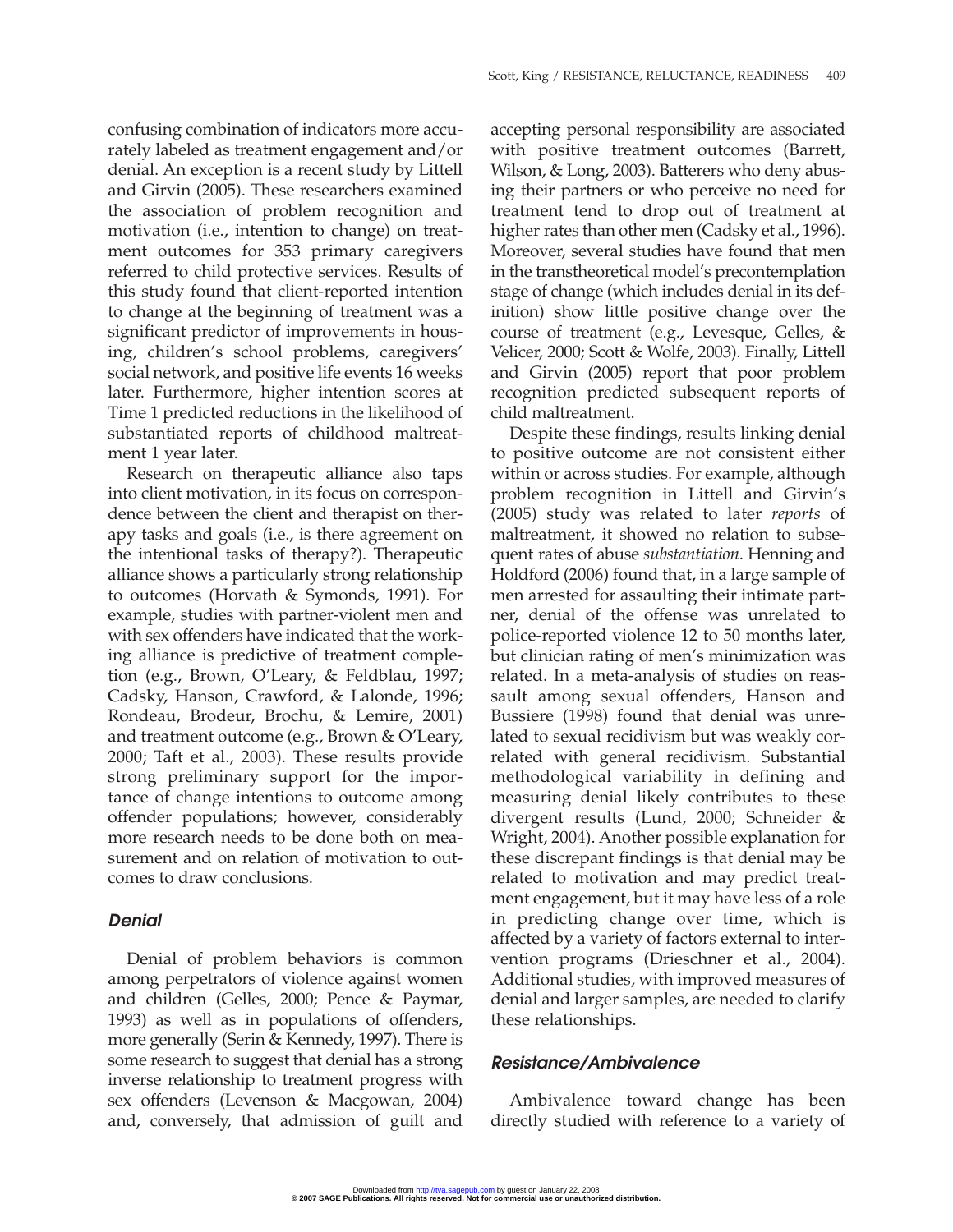confusing combination of indicators more accurately labeled as treatment engagement and/or denial. An exception is a recent study by Littell and Girvin (2005). These researchers examined the association of problem recognition and motivation (i.e., intention to change) on treatment outcomes for 353 primary caregivers referred to child protective services. Results of this study found that client-reported intention to change at the beginning of treatment was a significant predictor of improvements in housing, children's school problems, caregivers' social network, and positive life events 16 weeks later. Furthermore, higher intention scores at Time 1 predicted reductions in the likelihood of substantiated reports of childhood maltreatment 1 year later.

Research on therapeutic alliance also taps into client motivation, in its focus on correspondence between the client and therapist on therapy tasks and goals (i.e., is there agreement on the intentional tasks of therapy?). Therapeutic alliance shows a particularly strong relationship to outcomes (Horvath & Symonds, 1991). For example, studies with partner-violent men and with sex offenders have indicated that the working alliance is predictive of treatment completion (e.g., Brown, O'Leary, & Feldblau, 1997; Cadsky, Hanson, Crawford, & Lalonde, 1996; Rondeau, Brodeur, Brochu, & Lemire, 2001) and treatment outcome (e.g., Brown & O'Leary, 2000; Taft et al., 2003). These results provide strong preliminary support for the importance of change intentions to outcome among offender populations; however, considerably more research needs to be done both on measurement and on relation of motivation to outcomes to draw conclusions.

### *Denial*

Denial of problem behaviors is common among perpetrators of violence against women and children (Gelles, 2000; Pence & Paymar, 1993) as well as in populations of offenders, more generally (Serin & Kennedy, 1997). There is some research to suggest that denial has a strong inverse relationship to treatment progress with sex offenders (Levenson & Macgowan, 2004) and, conversely, that admission of guilt and accepting personal responsibility are associated with positive treatment outcomes (Barrett, Wilson, & Long, 2003). Batterers who deny abusing their partners or who perceive no need for treatment tend to drop out of treatment at higher rates than other men (Cadsky et al., 1996). Moreover, several studies have found that men in the transtheoretical model's precontemplation stage of change (which includes denial in its definition) show little positive change over the course of treatment (e.g., Levesque, Gelles, & Velicer, 2000; Scott & Wolfe, 2003). Finally, Littell and Girvin (2005) report that poor problem recognition predicted subsequent reports of child maltreatment.

Despite these findings, results linking denial to positive outcome are not consistent either within or across studies. For example, although problem recognition in Littell and Girvin's (2005) study was related to later *reports* of maltreatment, it showed no relation to subsequent rates of abuse *substantiation*. Henning and Holdford (2006) found that, in a large sample of men arrested for assaulting their intimate partner, denial of the offense was unrelated to police-reported violence 12 to 50 months later, but clinician rating of men's minimization was related. In a meta-analysis of studies on reassault among sexual offenders, Hanson and Bussiere (1998) found that denial was unrelated to sexual recidivism but was weakly correlated with general recidivism. Substantial methodological variability in defining and measuring denial likely contributes to these divergent results (Lund, 2000; Schneider & Wright, 2004). Another possible explanation for these discrepant findings is that denial may be related to motivation and may predict treatment engagement, but it may have less of a role in predicting change over time, which is affected by a variety of factors external to intervention programs (Drieschner et al., 2004). Additional studies, with improved measures of denial and larger samples, are needed to clarify these relationships.

### *Resistance/Ambivalence*

Ambivalence toward change has been directly studied with reference to a variety of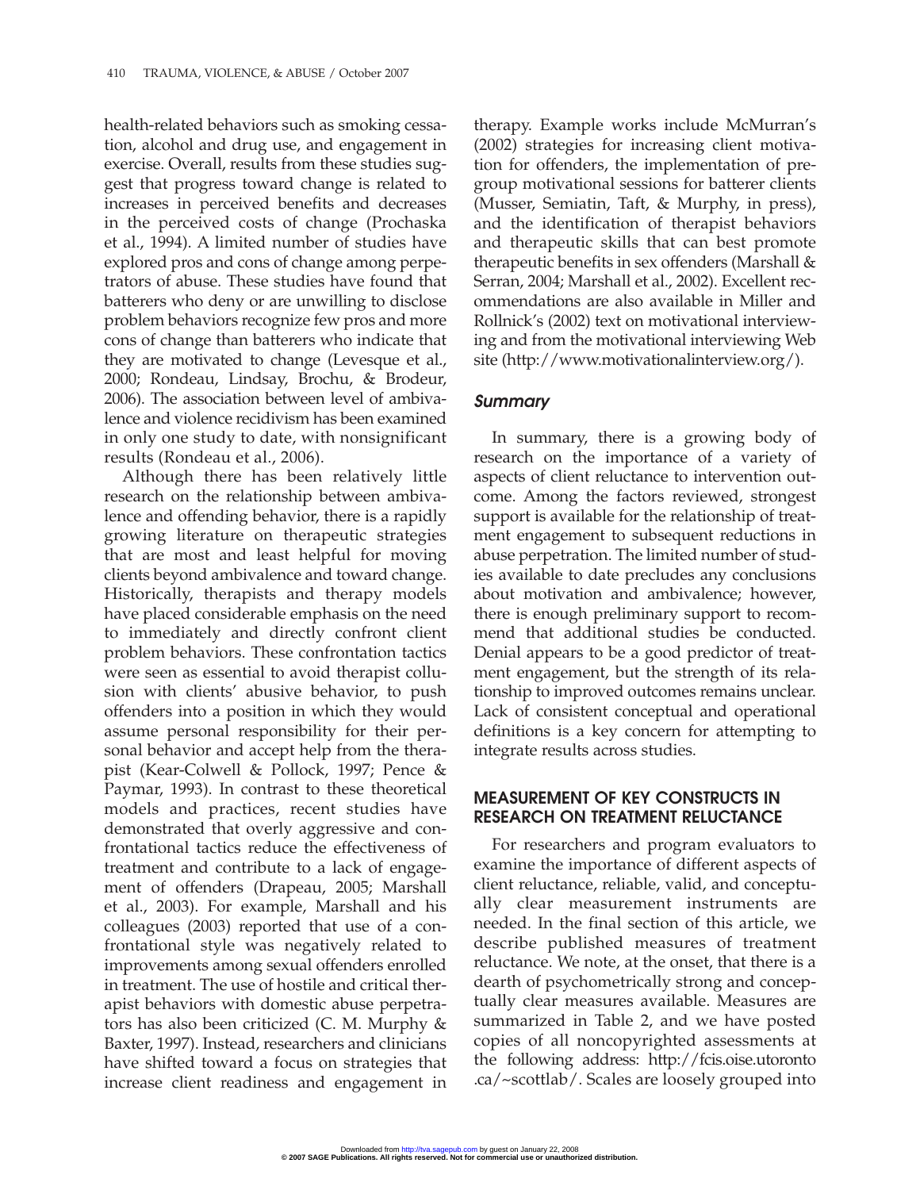health-related behaviors such as smoking cessation, alcohol and drug use, and engagement in exercise. Overall, results from these studies suggest that progress toward change is related to increases in perceived benefits and decreases in the perceived costs of change (Prochaska et al., 1994). A limited number of studies have explored pros and cons of change among perpetrators of abuse. These studies have found that batterers who deny or are unwilling to disclose problem behaviors recognize few pros and more cons of change than batterers who indicate that they are motivated to change (Levesque et al., 2000; Rondeau, Lindsay, Brochu, & Brodeur, 2006). The association between level of ambivalence and violence recidivism has been examined in only one study to date, with nonsignificant results (Rondeau et al., 2006).

Although there has been relatively little research on the relationship between ambivalence and offending behavior, there is a rapidly growing literature on therapeutic strategies that are most and least helpful for moving clients beyond ambivalence and toward change. Historically, therapists and therapy models have placed considerable emphasis on the need to immediately and directly confront client problem behaviors. These confrontation tactics were seen as essential to avoid therapist collusion with clients' abusive behavior, to push offenders into a position in which they would assume personal responsibility for their personal behavior and accept help from the therapist (Kear-Colwell & Pollock, 1997; Pence & Paymar, 1993). In contrast to these theoretical models and practices, recent studies have demonstrated that overly aggressive and confrontational tactics reduce the effectiveness of treatment and contribute to a lack of engagement of offenders (Drapeau, 2005; Marshall et al., 2003). For example, Marshall and his colleagues (2003) reported that use of a confrontational style was negatively related to improvements among sexual offenders enrolled in treatment. The use of hostile and critical therapist behaviors with domestic abuse perpetrators has also been criticized (C. M. Murphy & Baxter, 1997). Instead, researchers and clinicians have shifted toward a focus on strategies that increase client readiness and engagement in therapy. Example works include McMurran's (2002) strategies for increasing client motivation for offenders, the implementation of pregroup motivational sessions for batterer clients (Musser, Semiatin, Taft, & Murphy, in press), and the identification of therapist behaviors and therapeutic skills that can best promote therapeutic benefits in sex offenders (Marshall & Serran, 2004; Marshall et al., 2002). Excellent recommendations are also available in Miller and Rollnick's (2002) text on motivational interviewing and from the motivational interviewing Web site (http://www.motivationalinterview.org/).

### *Summary*

In summary, there is a growing body of research on the importance of a variety of aspects of client reluctance to intervention outcome. Among the factors reviewed, strongest support is available for the relationship of treatment engagement to subsequent reductions in abuse perpetration. The limited number of studies available to date precludes any conclusions about motivation and ambivalence; however, there is enough preliminary support to recommend that additional studies be conducted. Denial appears to be a good predictor of treatment engagement, but the strength of its relationship to improved outcomes remains unclear. Lack of consistent conceptual and operational definitions is a key concern for attempting to integrate results across studies.

## MEASUREMENT OF KEY CONSTRUCTS IN RESEARCH ON TREATMENT RELUCTANCE

For researchers and program evaluators to examine the importance of different aspects of client reluctance, reliable, valid, and conceptually clear measurement instruments are needed. In the final section of this article, we describe published measures of treatment reluctance. We note, at the onset, that there is a dearth of psychometrically strong and conceptually clear measures available. Measures are summarized in Table 2, and we have posted copies of all noncopyrighted assessments at the following address: http://fcis.oise.utoronto.ca/~scottlab/. Scales are loosely grouped into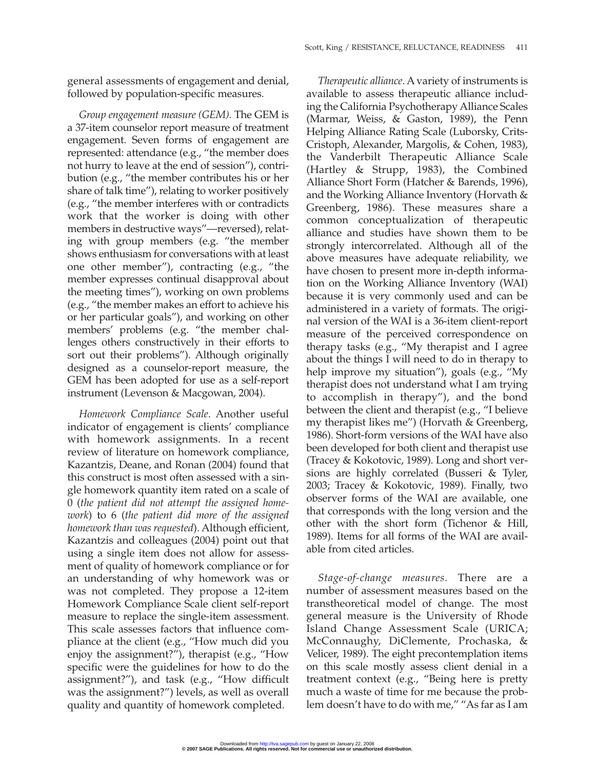general assessments of engagement and denial, followed by population-specific measures.

*Group engagement measure (GEM)*. The GEM is a 37-item counselor report measure of treatment engagement. Seven forms of engagement are represented: attendance (e.g., "the member does not hurry to leave at the end of session"), contribution (e.g., "the member contributes his or her share of talk time"), relating to worker positively (e.g., "the member interferes with or contradicts work that the worker is doing with other members in destructive ways"—reversed), relating with group members (e.g. "the member shows enthusiasm for conversations with at least one other member"), contracting (e.g., "the member expresses continual disapproval about the meeting times"), working on own problems (e.g., "the member makes an effort to achieve his or her particular goals"), and working on other members' problems (e.g. "the member challenges others constructively in their efforts to sort out their problems"). Although originally designed as a counselor-report measure, the GEM has been adopted for use as a self-report instrument (Levenson & Macgowan, 2004).

*Homework Compliance Scale*. Another useful indicator of engagement is clients' compliance with homework assignments. In a recent review of literature on homework compliance, Kazantzis, Deane, and Ronan (2004) found that this construct is most often assessed with a single homework quantity item rated on a scale of 0 (*the patient did not attempt the assigned homework*) to 6 (*the patient did more of the assigned homework than was requested*). Although efficient, Kazantzis and colleagues (2004) point out that using a single item does not allow for assessment of quality of homework compliance or for an understanding of why homework was or was not completed. They propose a 12-item Homework Compliance Scale client self-report measure to replace the single-item assessment. This scale assesses factors that influence compliance at the client (e.g., "How much did you enjoy the assignment?"), therapist (e.g., "How specific were the guidelines for how to do the assignment?"), and task (e.g., "How difficult was the assignment?") levels, as well as overall quality and quantity of homework completed.

*Therapeutic alliance*. A variety of instruments is available to assess therapeutic alliance including the California Psychotherapy Alliance Scales (Marmar, Weiss, & Gaston, 1989), the Penn Helping Alliance Rating Scale (Luborsky, Crits-Cristoph, Alexander, Margolis, & Cohen, 1983), the Vanderbilt Therapeutic Alliance Scale (Hartley & Strupp, 1983), the Combined Alliance Short Form (Hatcher & Barends, 1996), and the Working Alliance Inventory (Horvath & Greenberg, 1986). These measures share a common conceptualization of therapeutic alliance and studies have shown them to be strongly intercorrelated. Although all of the above measures have adequate reliability, we have chosen to present more in-depth information on the Working Alliance Inventory (WAI) because it is very commonly used and can be administered in a variety of formats. The original version of the WAI is a 36-item client-report measure of the perceived correspondence on therapy tasks (e.g., "My therapist and I agree about the things I will need to do in therapy to help improve my situation"), goals (e.g., "My therapist does not understand what I am trying to accomplish in therapy"), and the bond between the client and therapist (e.g., "I believe my therapist likes me") (Horvath & Greenberg, 1986). Short-form versions of the WAI have also been developed for both client and therapist use (Tracey & Kokotovic, 1989). Long and short versions are highly correlated (Busseri & Tyler, 2003; Tracey & Kokotovic, 1989). Finally, two observer forms of the WAI are available, one that corresponds with the long version and the other with the short form (Tichenor & Hill, 1989). Items for all forms of the WAI are available from cited articles.

*Stage-of-change measures*. There are a number of assessment measures based on the transtheoretical model of change. The most general measure is the University of Rhode Island Change Assessment Scale (URICA; McConnaughy, DiClemente, Prochaska, & Velicer, 1989). The eight precontemplation items on this scale mostly assess client denial in a treatment context (e.g., "Being here is pretty much a waste of time for me because the problem doesn't have to do with me," "As far as I am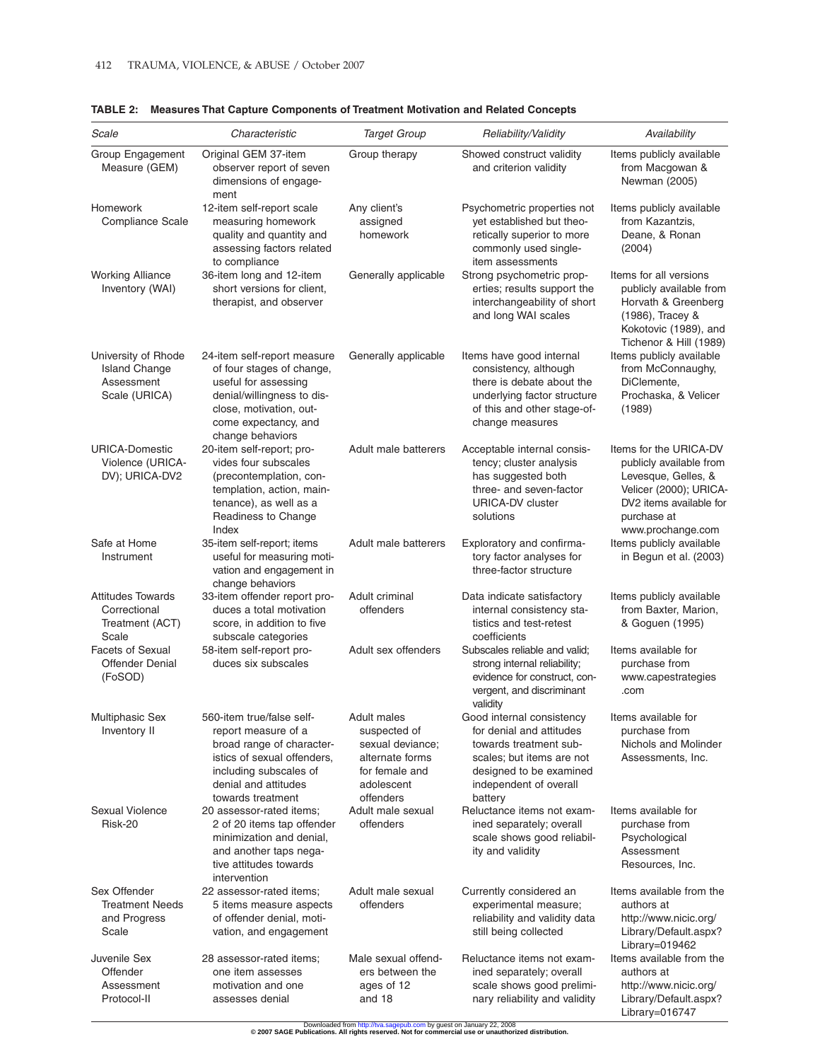**TABLE 2: Measures That Capture Components of Treatment Motivation and Related Concepts**

| *Scale* | *Characteristic* | *Target Group* | *Reliability/Validity* | *Availability* |
|---|---|---|---|---|
| Group Engagement Measure (GEM) | Original GEM 37-item observer report of seven dimensions of engagement | Group therapy | Showed construct validity and criterion validity | Items publicly available from Macgowan & Newman (2005) |
| Homework Compliance Scale | 12-item self-report scale measuring homework quality and quantity and assessing factors related to compliance | Any client's assigned homework | Psychometric properties not yet established but theoretically superior to more commonly used single-item assessments | Items publicly available from Kazantzis, Deane, & Ronan (2004) |
| Working Alliance Inventory (WAI) | 36-item long and 12-item short versions for client, therapist, and observer | Generally applicable | Strong psychometric properties; results support the interchangeability of short and long WAI scales | Items for all versions publicly available from Horvath & Greenberg (1986), Tracey & Kokotovic (1989), and Tichenor & Hill (1989) |
| University of Rhode Island Change Assessment Scale (URICA) | 24-item self-report measure of four stages of change, useful for assessing denial/willingness to disclose, motivation, outcome expectancy, and change behaviors | Generally applicable | Items have good internal consistency, although there is debate about the underlying factor structure of this and other stage-of-change measures | Items publicly available from McConnaughy, DiClemente, Prochaska, & Velicer (1989) |
| URICA-Domestic Violence (URICA-DV); URICA-DV2 | 20-item self-report; provides four subscales (precontemplation, contemplation, action, maintenance), as well as a Readiness to Change Index | Adult male batterers | Acceptable internal consistency; cluster analysis has suggested both three- and seven-factor URICA-DV cluster solutions | Items for the URICA-DV publicly available from Levesque, Gelles, & Velicer (2000); URICA-DV2 items available for purchase at www.prochange.com |
| Safe at Home Instrument | 35-item self-report; items useful for measuring motivation and engagement in change behaviors | Adult male batterers | Exploratory and confirmatory factor analyses for three-factor structure | Items publicly available in Begun et al. (2003) |
| Attitudes Towards Correctional Treatment (ACT) Scale | 33-item offender report produces a total motivation score, in addition to five subscale categories | Adult criminal offenders | Data indicate satisfactory internal consistency statistics and test-retest coefficients | Items publicly available from Baxter, Marion, & Goguen (1995) |
| Facets of Sexual Offender Denial (FoSOD) | 58-item self-report produces six subscales | Adult sex offenders | Subscales reliable and valid; strong internal reliability; evidence for construct, convergent, and discriminant validity | Items available for purchase from www.capestrategies.com |
| Multiphasic Sex Inventory II | 560-item true/false self-report measure of a broad range of characteristics of sexual offenders, including subscales of denial and attitudes towards treatment | Adult males suspected of sexual deviance; alternate forms for female and adolescent offenders | Good internal consistency for denial and attitudes towards treatment subscales; but items are not designed to be examined independent of overall battery | Items available for purchase from Nichols and Molinder Assessments, Inc. |
| Sexual Violence Risk-20 | 20 assessor-rated items; 2 of 20 items tap offender minimization and denial, and another taps negative attitudes towards intervention | Adult male sexual offenders | Reluctance items not examined separately; overall scale shows good reliability and validity | Items available for purchase from Psychological Assessment Resources, Inc. |
| Sex Offender Treatment Needs and Progress Scale | 22 assessor-rated items; 5 items measure aspects of offender denial, motivation, and engagement | Adult male sexual offenders | Currently considered an experimental measure; reliability and validity data still being collected | Items available from the authors at http://www.nicic.org/Library/Default.aspx?Library=019462 |
| Juvenile Sex Offender Assessment Protocol-II | 28 assessor-rated items; one item assesses motivation and one assesses denial | Male sexual offenders between the ages of 12 and 18 | Reluctance items not examined separately; overall scale shows good preliminary reliability and validity | Items available from the authors at http://www.nicic.org/Library/Default.aspx?Library=016747 |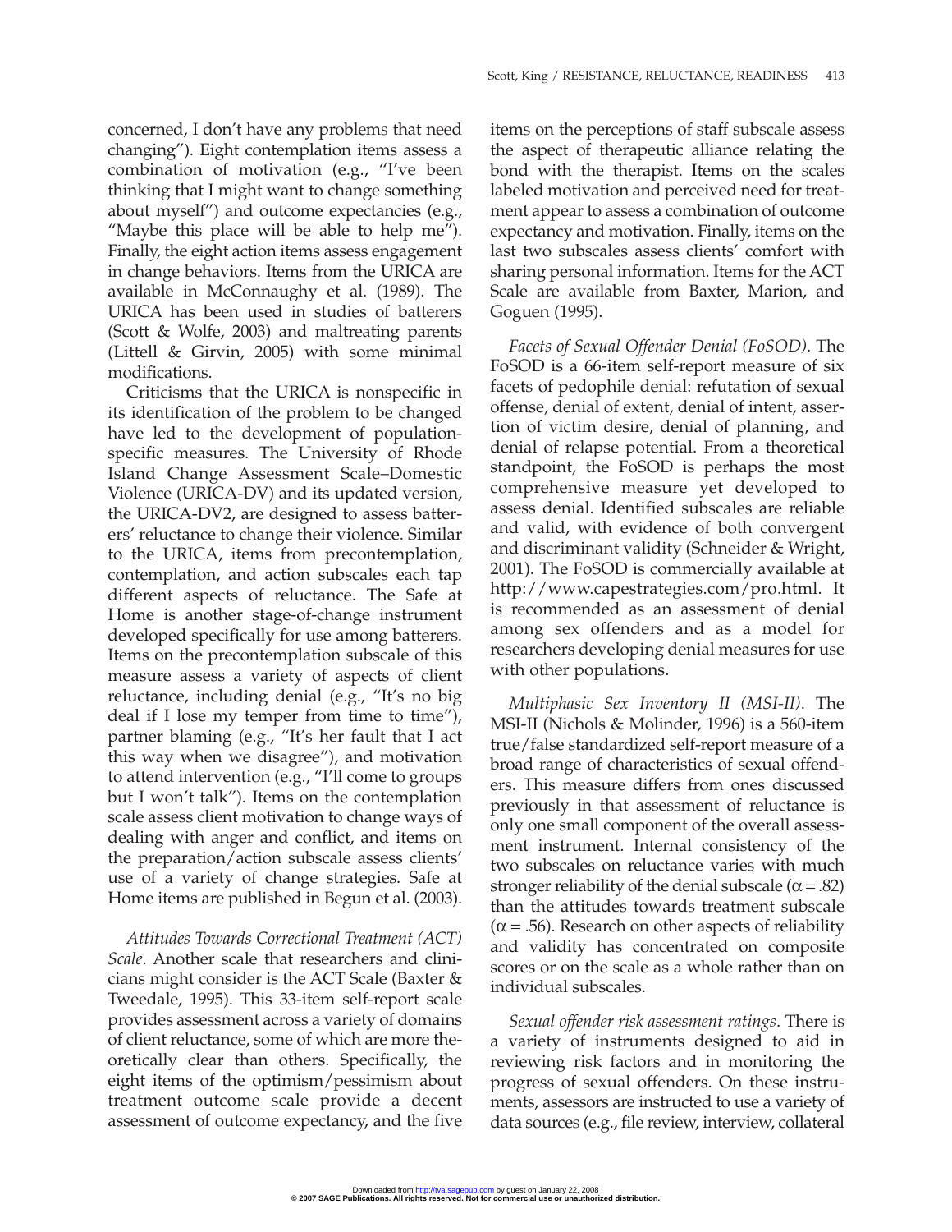concerned, I don't have any problems that need changing"). Eight contemplation items assess a combination of motivation (e.g., "I've been thinking that I might want to change something about myself") and outcome expectancies (e.g., "Maybe this place will be able to help me"). Finally, the eight action items assess engagement in change behaviors. Items from the URICA are available in McConnaughy et al. (1989). The URICA has been used in studies of batterers (Scott & Wolfe, 2003) and maltreating parents (Littell & Girvin, 2005) with some minimal modifications.

Criticisms that the URICA is nonspecific in its identification of the problem to be changed have led to the development of population-specific measures. The University of Rhode Island Change Assessment Scale–Domestic Violence (URICA-DV) and its updated version, the URICA-DV2, are designed to assess batterers' reluctance to change their violence. Similar to the URICA, items from precontemplation, contemplation, and action subscales each tap different aspects of reluctance. The Safe at Home is another stage-of-change instrument developed specifically for use among batterers. Items on the precontemplation subscale of this measure assess a variety of aspects of client reluctance, including denial (e.g., "It's no big deal if I lose my temper from time to time"), partner blaming (e.g., "It's her fault that I act this way when we disagree"), and motivation to attend intervention (e.g., "I'll come to groups but I won't talk"). Items on the contemplation scale assess client motivation to change ways of dealing with anger and conflict, and items on the preparation/action subscale assess clients' use of a variety of change strategies. Safe at Home items are published in Begun et al. (2003).

*Attitudes Towards Correctional Treatment (ACT) Scale*. Another scale that researchers and clinicians might consider is the ACT Scale (Baxter & Tweedale, 1995). This 33-item self-report scale provides assessment across a variety of domains of client reluctance, some of which are more theoretically clear than others. Specifically, the eight items of the optimism/pessimism about treatment outcome scale provide a decent assessment of outcome expectancy, and the five items on the perceptions of staff subscale assess the aspect of therapeutic alliance relating the bond with the therapist. Items on the scales labeled motivation and perceived need for treatment appear to assess a combination of outcome expectancy and motivation. Finally, items on the last two subscales assess clients' comfort with sharing personal information. Items for the ACT Scale are available from Baxter, Marion, and Goguen (1995).

*Facets of Sexual Offender Denial (FoSOD)*. The FoSOD is a 66-item self-report measure of six facets of pedophile denial: refutation of sexual offense, denial of extent, denial of intent, assertion of victim desire, denial of planning, and denial of relapse potential. From a theoretical standpoint, the FoSOD is perhaps the most comprehensive measure yet developed to assess denial. Identified subscales are reliable and valid, with evidence of both convergent and discriminant validity (Schneider & Wright, 2001). The FoSOD is commercially available at http://www.capestrategies.com/pro.html. It is recommended as an assessment of denial among sex offenders and as a model for researchers developing denial measures for use with other populations.

*Multiphasic Sex Inventory II (MSI-II)*. The MSI-II (Nichols & Molinder, 1996) is a 560-item true/false standardized self-report measure of a broad range of characteristics of sexual offenders. This measure differs from ones discussed previously in that assessment of reluctance is only one small component of the overall assessment instrument. Internal consistency of the two subscales on reluctance varies with much stronger reliability of the denial subscale ($\alpha = .82$) than the attitudes towards treatment subscale ($\alpha = .56$). Research on other aspects of reliability and validity has concentrated on composite scores or on the scale as a whole rather than on individual subscales.

*Sexual offender risk assessment ratings*. There is a variety of instruments designed to aid in reviewing risk factors and in monitoring the progress of sexual offenders. On these instruments, assessors are instructed to use a variety of data sources (e.g., file review, interview, collateral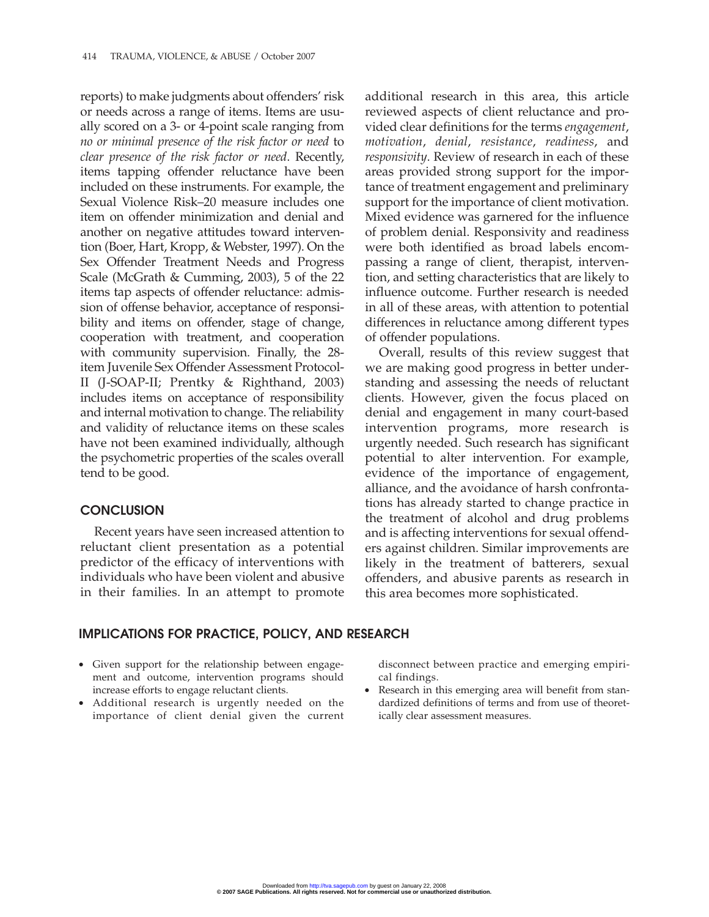reports) to make judgments about offenders' risk or needs across a range of items. Items are usually scored on a 3- or 4-point scale ranging from *no or minimal presence of the risk factor or need* to *clear presence of the risk factor or need*. Recently, items tapping offender reluctance have been included on these instruments. For example, the Sexual Violence Risk–20 measure includes one item on offender minimization and denial and another on negative attitudes toward intervention (Boer, Hart, Kropp, & Webster, 1997). On the Sex Offender Treatment Needs and Progress Scale (McGrath & Cumming, 2003), 5 of the 22 items tap aspects of offender reluctance: admission of offense behavior, acceptance of responsibility and items on offender, stage of change, cooperation with treatment, and cooperation with community supervision. Finally, the 28-item Juvenile Sex Offender Assessment Protocol-II (J-SOAP-II; Prentky & Righthand, 2003) includes items on acceptance of responsibility and internal motivation to change. The reliability and validity of reluctance items on these scales have not been examined individually, although the psychometric properties of the scales overall tend to be good.

## CONCLUSION

Recent years have seen increased attention to reluctant client presentation as a potential predictor of the efficacy of interventions with individuals who have been violent and abusive in their families. In an attempt to promote additional research in this area, this article reviewed aspects of client reluctance and provided clear definitions for the terms *engagement*, *motivation*, *denial*, *resistance*, *readiness*, and *responsivity*. Review of research in each of these areas provided strong support for the importance of treatment engagement and preliminary support for the importance of client motivation. Mixed evidence was garnered for the influence of problem denial. Responsivity and readiness were both identified as broad labels encompassing a range of client, therapist, intervention, and setting characteristics that are likely to influence outcome. Further research is needed in all of these areas, with attention to potential differences in reluctance among different types of offender populations.

Overall, results of this review suggest that we are making good progress in better understanding and assessing the needs of reluctant clients. However, given the focus placed on denial and engagement in many court-based intervention programs, more research is urgently needed. Such research has significant potential to alter intervention. For example, evidence of the importance of engagement, alliance, and the avoidance of harsh confrontations has already started to change practice in the treatment of alcohol and drug problems and is affecting interventions for sexual offenders against children. Similar improvements are likely in the treatment of batterers, sexual offenders, and abusive parents as research in this area becomes more sophisticated.

## IMPLICATIONS FOR PRACTICE, POLICY, AND RESEARCH

- Given support for the relationship between engagement and outcome, intervention programs should increase efforts to engage reluctant clients.
- Additional research is urgently needed on the importance of client denial given the current disconnect between practice and emerging empirical findings.
- Research in this emerging area will benefit from standardized definitions of terms and from use of theoretically clear assessment measures.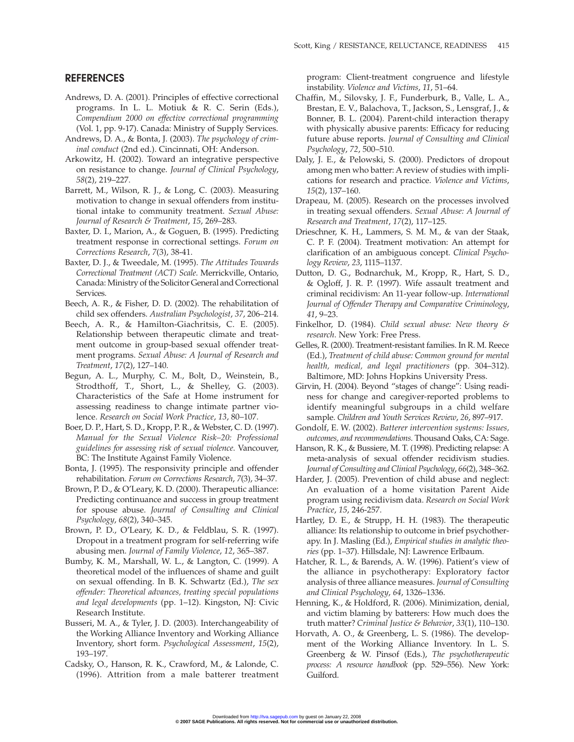## REFERENCES

Andrews, D. A. (2001). Principles of effective correctional programs. In L. L. Motiuk & R. C. Serin (Eds.), *Compendium 2000 on effective correctional programming* (Vol. 1, pp. 9-17). Canada: Ministry of Supply Services.

Andrews, D. A., & Bonta, J. (2003). *The psychology of criminal conduct* (2nd ed.). Cincinnati, OH: Anderson.

Arkowitz, H. (2002). Toward an integrative perspective on resistance to change. *Journal of Clinical Psychology*, *58*(2), 219–227.

Barrett, M., Wilson, R. J., & Long, C. (2003). Measuring motivation to change in sexual offenders from institutional intake to community treatment. *Sexual Abuse: Journal of Research & Treatment*, *15*, 269–283.

Baxter, D. I., Marion, A., & Goguen, B. (1995). Predicting treatment response in correctional settings. *Forum on Corrections Research*, *7*(3), 38-41.

Baxter, D. J., & Tweedale, M. (1995). *The Attitudes Towards Correctional Treatment (ACT) Scale*. Merrickville, Ontario, Canada: Ministry of the Solicitor General and Correctional Services.

Beech, A. R., & Fisher, D. D. (2002). The rehabilitation of child sex offenders. *Australian Psychologist*, *37*, 206–214.

Beech, A. R., & Hamilton-Giachritsis, C. E. (2005). Relationship between therapeutic climate and treatment outcome in group-based sexual offender treatment programs. *Sexual Abuse: A Journal of Research and Treatment*, *17*(2), 127–140.

Begun, A. L., Murphy, C. M., Bolt, D., Weinstein, B., Strodthoff, T., Short, L., & Shelley, G. (2003). Characteristics of the Safe at Home instrument for assessing readiness to change intimate partner violence. *Research on Social Work Practice*, *13*, 80–107.

Boer, D. P., Hart, S. D., Kropp, P. R., & Webster, C. D. (1997). *Manual for the Sexual Violence Risk–20: Professional guidelines for assessing risk of sexual violence*. Vancouver, BC: The Institute Against Family Violence.

Bonta, J. (1995). The responsivity principle and offender rehabilitation. *Forum on Corrections Research*, *7*(3), 34–37.

Brown, P. D., & O'Leary, K. D. (2000). Therapeutic alliance: Predicting continuance and success in group treatment for spouse abuse. *Journal of Consulting and Clinical Psychology*, *68*(2), 340–345.

Brown, P. D., O'Leary, K. D., & Feldblau, S. R. (1997). Dropout in a treatment program for self-referring wife abusing men. *Journal of Family Violence*, *12*, 365–387.

Bumby, K. M., Marshall, W. L., & Langton, C. (1999). A theoretical model of the influences of shame and guilt on sexual offending. In B. K. Schwartz (Ed.), *The sex offender: Theoretical advances, treating special populations and legal developments* (pp. 1–12). Kingston, NJ: Civic Research Institute.

Busseri, M. A., & Tyler, J. D. (2003). Interchangeability of the Working Alliance Inventory and Working Alliance Inventory, short form. *Psychological Assessment*, *15*(2), 193–197.

Cadsky, O., Hanson, R. K., Crawford, M., & Lalonde, C. (1996). Attrition from a male batterer treatment program: Client-treatment congruence and lifestyle instability. *Violence and Victims*, *11*, 51–64.

Chaffin, M., Silovsky, J. F., Funderburk, B., Valle, L. A., Brestan, E. V., Balachova, T., Jackson, S., Lensgraf, J., & Bonner, B. L. (2004). Parent-child interaction therapy with physically abusive parents: Efficacy for reducing future abuse reports. *Journal of Consulting and Clinical Psychology*, *72*, 500–510.

Daly, J. E., & Pelowski, S. (2000). Predictors of dropout among men who batter: A review of studies with implications for research and practice. *Violence and Victims*, *15*(2), 137–160.

Drapeau, M. (2005). Research on the processes involved in treating sexual offenders. *Sexual Abuse: A Journal of Research and Treatment*, *17*(2), 117–125.

Drieschner, K. H., Lammers, S. M. M., & van der Staak, C. P. F. (2004). Treatment motivation: An attempt for clarification of an ambiguous concept. *Clinical Psychology Review*, *23*, 1115–1137.

Dutton, D. G., Bodnarchuk, M., Kropp, R., Hart, S. D., & Ogloff, J. R. P. (1997). Wife assault treatment and criminal recidivism: An 11-year follow-up. *International Journal of Offender Therapy and Comparative Criminology*, *41*, 9–23.

Finkelhor, D. (1984). *Child sexual abuse: New theory & research*. New York: Free Press.

Gelles, R. (2000). Treatment-resistant families. In R. M. Reece (Ed.), *Treatment of child abuse: Common ground for mental health, medical, and legal practitioners* (pp. 304–312). Baltimore, MD: Johns Hopkins University Press.

Girvin, H. (2004). Beyond "stages of change": Using readiness for change and caregiver-reported problems to identify meaningful subgroups in a child welfare sample. *Children and Youth Services Review*, *26*, 897–917.

Gondolf, E. W. (2002). *Batterer intervention systems: Issues, outcomes, and recommendations*. Thousand Oaks, CA: Sage.

Hanson, R. K., & Bussiere, M. T. (1998). Predicting relapse: A meta-analysis of sexual offender recidivism studies. *Journal of Consulting and Clinical Psychology*, *66*(2), 348–362.

Harder, J. (2005). Prevention of child abuse and neglect: An evaluation of a home visitation Parent Aide program using recidivism data. *Research on Social Work Practice*, *15*, 246-257.

Hartley, D. E., & Strupp, H. H. (1983). The therapeutic alliance: Its relationship to outcome in brief psychotherapy. In J. Masling (Ed.), *Empirical studies in analytic theories* (pp. 1–37). Hillsdale, NJ: Lawrence Erlbaum.

Hatcher, R. L., & Barends, A. W. (1996). Patient's view of the alliance in psychotherapy: Exploratory factor analysis of three alliance measures. *Journal of Consulting and Clinical Psychology*, *64*, 1326–1336.

Henning, K., & Holdford, R. (2006). Minimization, denial, and victim blaming by batterers: How much does the truth matter? *Criminal Justice & Behavior*, *33*(1), 110–130.

Horvath, A. O., & Greenberg, L. S. (1986). The development of the Working Alliance Inventory. In L. S. Greenberg & W. Pinsof (Eds.), *The psychotherapeutic process: A resource handbook* (pp. 529–556). New York: Guilford.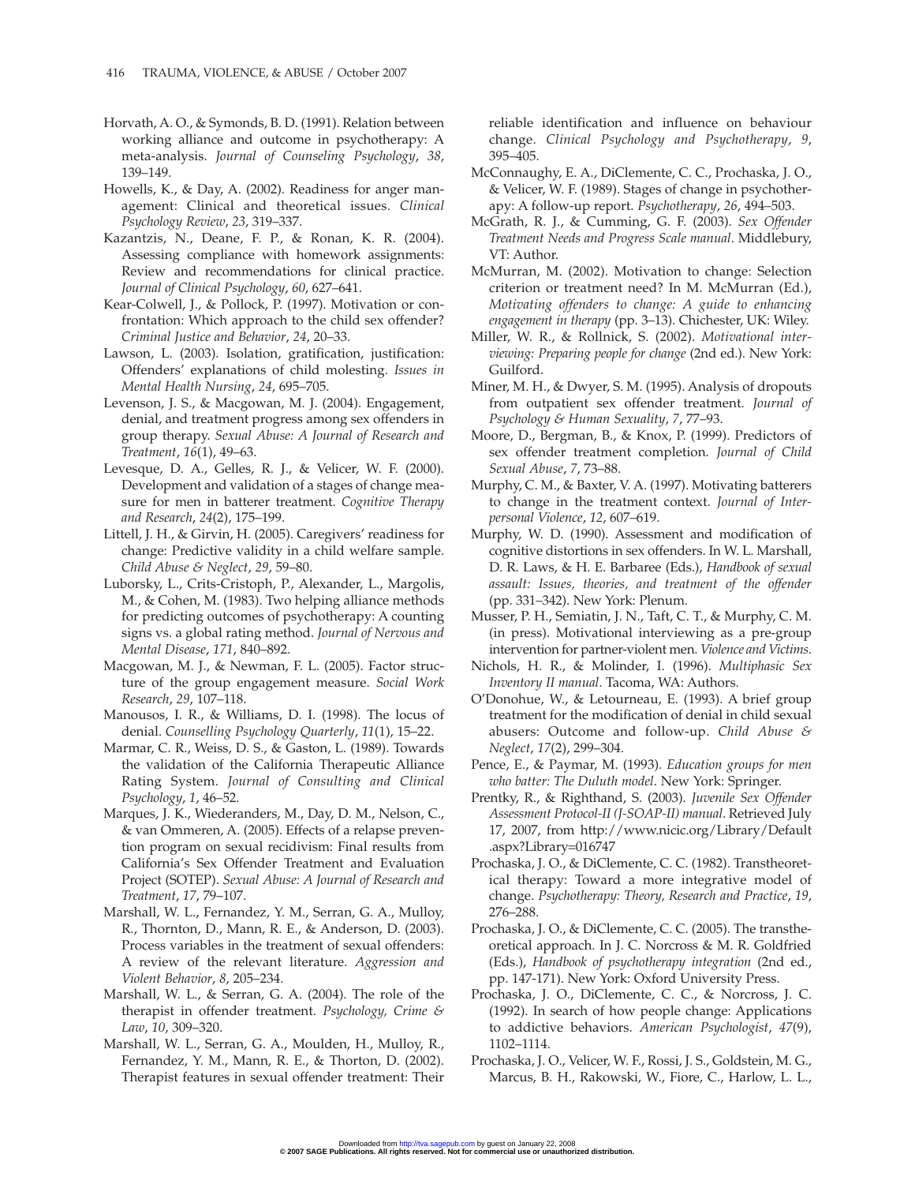Horvath, A. O., & Symonds, B. D. (1991). Relation between working alliance and outcome in psychotherapy: A meta-analysis. *Journal of Counseling Psychology*, *38*, 139–149.

Howells, K., & Day, A. (2002). Readiness for anger management: Clinical and theoretical issues. *Clinical Psychology Review*, *23*, 319–337.

Kazantzis, N., Deane, F. P., & Ronan, K. R. (2004). Assessing compliance with homework assignments: Review and recommendations for clinical practice. *Journal of Clinical Psychology*, *60*, 627–641.

Kear-Colwell, J., & Pollock, P. (1997). Motivation or confrontation: Which approach to the child sex offender? *Criminal Justice and Behavior*, *24*, 20–33.

Lawson, L. (2003). Isolation, gratification, justification: Offenders' explanations of child molesting. *Issues in Mental Health Nursing*, *24*, 695–705.

Levenson, J. S., & Macgowan, M. J. (2004). Engagement, denial, and treatment progress among sex offenders in group therapy. *Sexual Abuse: A Journal of Research and Treatment*, *16*(1), 49–63.

Levesque, D. A., Gelles, R. J., & Velicer, W. F. (2000). Development and validation of a stages of change measure for men in batterer treatment. *Cognitive Therapy and Research*, *24*(2), 175–199.

Littell, J. H., & Girvin, H. (2005). Caregivers' readiness for change: Predictive validity in a child welfare sample. *Child Abuse & Neglect*, *29*, 59–80.

Luborsky, L., Crits-Cristoph, P., Alexander, L., Margolis, M., & Cohen, M. (1983). Two helping alliance methods for predicting outcomes of psychotherapy: A counting signs vs. a global rating method. *Journal of Nervous and Mental Disease*, *171*, 840–892.

Macgowan, M. J., & Newman, F. L. (2005). Factor structure of the group engagement measure. *Social Work Research*, *29*, 107–118.

Manousos, I. R., & Williams, D. I. (1998). The locus of denial. *Counselling Psychology Quarterly*, *11*(1), 15–22.

Marmar, C. R., Weiss, D. S., & Gaston, L. (1989). Towards the validation of the California Therapeutic Alliance Rating System. *Journal of Consulting and Clinical Psychology*, *1*, 46–52.

Marques, J. K., Wiederanders, M., Day, D. M., Nelson, C., & van Ommeren, A. (2005). Effects of a relapse prevention program on sexual recidivism: Final results from California's Sex Offender Treatment and Evaluation Project (SOTEP). *Sexual Abuse: A Journal of Research and Treatment*, *17*, 79–107.

Marshall, W. L., Fernandez, Y. M., Serran, G. A., Mulloy, R., Thornton, D., Mann, R. E., & Anderson, D. (2003). Process variables in the treatment of sexual offenders: A review of the relevant literature. *Aggression and Violent Behavior*, *8*, 205–234.

Marshall, W. L., & Serran, G. A. (2004). The role of the therapist in offender treatment. *Psychology, Crime & Law*, *10*, 309–320.

Marshall, W. L., Serran, G. A., Moulden, H., Mulloy, R., Fernandez, Y. M., Mann, R. E., & Thorton, D. (2002). Therapist features in sexual offender treatment: Their reliable identification and influence on behaviour change. *Clinical Psychology and Psychotherapy*, *9*, 395–405.

McConnaughy, E. A., DiClemente, C. C., Prochaska, J. O., & Velicer, W. F. (1989). Stages of change in psychotherapy: A follow-up report. *Psychotherapy*, *26*, 494–503.

McGrath, R. J., & Cumming, G. F. (2003). *Sex Offender Treatment Needs and Progress Scale manual*. Middlebury, VT: Author.

McMurran, M. (2002). Motivation to change: Selection criterion or treatment need? In M. McMurran (Ed.), *Motivating offenders to change: A guide to enhancing engagement in therapy* (pp. 3–13). Chichester, UK: Wiley.

Miller, W. R., & Rollnick, S. (2002). *Motivational interviewing: Preparing people for change* (2nd ed.). New York: Guilford.

Miner, M. H., & Dwyer, S. M. (1995). Analysis of dropouts from outpatient sex offender treatment. *Journal of Psychology & Human Sexuality*, *7*, 77–93.

Moore, D., Bergman, B., & Knox, P. (1999). Predictors of sex offender treatment completion. *Journal of Child Sexual Abuse*, *7*, 73–88.

Murphy, C. M., & Baxter, V. A. (1997). Motivating batterers to change in the treatment context. *Journal of Interpersonal Violence*, *12*, 607–619.

Murphy, W. D. (1990). Assessment and modification of cognitive distortions in sex offenders. In W. L. Marshall, D. R. Laws, & H. E. Barbaree (Eds.), *Handbook of sexual assault: Issues, theories, and treatment of the offender* (pp. 331–342). New York: Plenum.

Musser, P. H., Semiatin, J. N., Taft, C. T., & Murphy, C. M. (in press). Motivational interviewing as a pre-group intervention for partner-violent men. *Violence and Victims*.

Nichols, H. R., & Molinder, I. (1996). *Multiphasic Sex Inventory II manual*. Tacoma, WA: Authors.

O'Donohue, W., & Letourneau, E. (1993). A brief group treatment for the modification of denial in child sexual abusers: Outcome and follow-up. *Child Abuse & Neglect*, *17*(2), 299–304.

Pence, E., & Paymar, M. (1993). *Education groups for men who batter: The Duluth model*. New York: Springer.

Prentky, R., & Righthand, S. (2003). *Juvenile Sex Offender Assessment Protocol-II (J-SOAP-II) manual*. Retrieved July 17, 2007, from http://www.nicic.org/Library/Default.aspx?Library=016747

Prochaska, J. O., & DiClemente, C. C. (1982). Transtheoretical therapy: Toward a more integrative model of change. *Psychotherapy: Theory, Research and Practice*, *19*, 276–288.

Prochaska, J. O., & DiClemente, C. C. (2005). The transtheoretical approach. In J. C. Norcross & M. R. Goldfried (Eds.), *Handbook of psychotherapy integration* (2nd ed., pp. 147-171). New York: Oxford University Press.

Prochaska, J. O., DiClemente, C. C., & Norcross, J. C. (1992). In search of how people change: Applications to addictive behaviors. *American Psychologist*, *47*(9), 1102–1114.

Prochaska, J. O., Velicer, W. F., Rossi, J. S., Goldstein, M. G., Marcus, B. H., Rakowski, W., Fiore, C., Harlow, L. L.,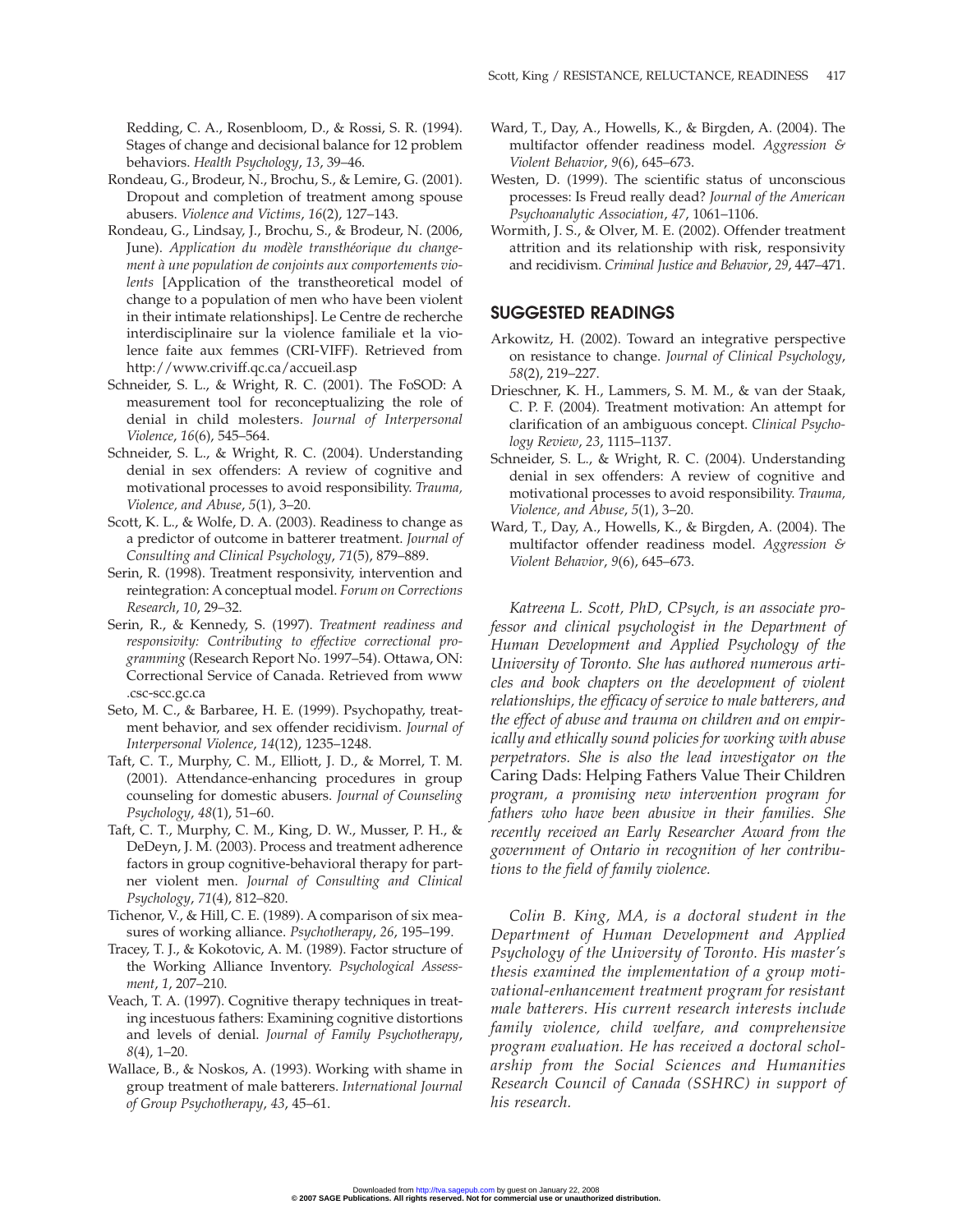Redding, C. A., Rosenbloom, D., & Rossi, S. R. (1994). Stages of change and decisional balance for 12 problem behaviors. *Health Psychology*, *13*, 39–46.

Rondeau, G., Brodeur, N., Brochu, S., & Lemire, G. (2001). Dropout and completion of treatment among spouse abusers. *Violence and Victims*, *16*(2), 127–143.

Rondeau, G., Lindsay, J., Brochu, S., & Brodeur, N. (2006, June). *Application du modèle transthéorique du changement à une population de conjoints aux comportements violents* [Application of the transtheoretical model of change to a population of men who have been violent in their intimate relationships]. Le Centre de recherche interdisciplinaire sur la violence familiale et la violence faite aux femmes (CRI-VIFF). Retrieved from http://www.criviff.qc.ca/accueil.asp

Schneider, S. L., & Wright, R. C. (2001). The FoSOD: A measurement tool for reconceptualizing the role of denial in child molesters. *Journal of Interpersonal Violence*, *16*(6), 545–564.

Schneider, S. L., & Wright, R. C. (2004). Understanding denial in sex offenders: A review of cognitive and motivational processes to avoid responsibility. *Trauma, Violence, and Abuse*, *5*(1), 3–20.

Scott, K. L., & Wolfe, D. A. (2003). Readiness to change as a predictor of outcome in batterer treatment. *Journal of Consulting and Clinical Psychology*, *71*(5), 879–889.

Serin, R. (1998). Treatment responsivity, intervention and reintegration: A conceptual model. *Forum on Corrections Research*, *10*, 29–32.

Serin, R., & Kennedy, S. (1997). *Treatment readiness and responsivity: Contributing to effective correctional programming* (Research Report No. 1997–54). Ottawa, ON: Correctional Service of Canada. Retrieved from www.csc-scc.gc.ca

Seto, M. C., & Barbaree, H. E. (1999). Psychopathy, treatment behavior, and sex offender recidivism. *Journal of Interpersonal Violence*, *14*(12), 1235–1248.

Taft, C. T., Murphy, C. M., Elliott, J. D., & Morrel, T. M. (2001). Attendance-enhancing procedures in group counseling for domestic abusers. *Journal of Counseling Psychology*, *48*(1), 51–60.

Taft, C. T., Murphy, C. M., King, D. W., Musser, P. H., & DeDeyn, J. M. (2003). Process and treatment adherence factors in group cognitive-behavioral therapy for partner violent men. *Journal of Consulting and Clinical Psychology*, *71*(4), 812–820.

Tichenor, V., & Hill, C. E. (1989). A comparison of six measures of working alliance. *Psychotherapy*, *26*, 195–199.

Tracey, T. J., & Kokotovic, A. M. (1989). Factor structure of the Working Alliance Inventory. *Psychological Assessment*, *1*, 207–210.

Veach, T. A. (1997). Cognitive therapy techniques in treating incestuous fathers: Examining cognitive distortions and levels of denial. *Journal of Family Psychotherapy*, *8*(4), 1–20.

Wallace, B., & Noskos, A. (1993). Working with shame in group treatment of male batterers. *International Journal of Group Psychotherapy*, *43*, 45–61.

Ward, T., Day, A., Howells, K., & Birgden, A. (2004). The multifactor offender readiness model. *Aggression & Violent Behavior*, *9*(6), 645–673.

Westen, D. (1999). The scientific status of unconscious processes: Is Freud really dead? *Journal of the American Psychoanalytic Association*, *47*, 1061–1106.

Wormith, J. S., & Olver, M. E. (2002). Offender treatment attrition and its relationship with risk, responsivity and recidivism. *Criminal Justice and Behavior*, *29*, 447–471.

## SUGGESTED READINGS

Arkowitz, H. (2002). Toward an integrative perspective on resistance to change. *Journal of Clinical Psychology*, *58*(2), 219–227.

Drieschner, K. H., Lammers, S. M. M., & van der Staak, C. P. F. (2004). Treatment motivation: An attempt for clarification of an ambiguous concept. *Clinical Psychology Review*, *23*, 1115–1137.

Schneider, S. L., & Wright, R. C. (2004). Understanding denial in sex offenders: A review of cognitive and motivational processes to avoid responsibility. *Trauma, Violence, and Abuse*, *5*(1), 3–20.

Ward, T., Day, A., Howells, K., & Birgden, A. (2004). The multifactor offender readiness model. *Aggression & Violent Behavior*, *9*(6), 645–673.

*Katreena L. Scott, PhD, CPsych, is an associate professor and clinical psychologist in the Department of Human Development and Applied Psychology of the University of Toronto. She has authored numerous articles and book chapters on the development of violent relationships, the efficacy of service to male batterers, and the effect of abuse and trauma on children and on empirically and ethically sound policies for working with abuse perpetrators. She is also the lead investigator on the* Caring Dads: Helping Fathers Value Their Children *program, a promising new intervention program for fathers who have been abusive in their families. She recently received an Early Researcher Award from the government of Ontario in recognition of her contributions to the field of family violence.*

*Colin B. King, MA, is a doctoral student in the Department of Human Development and Applied Psychology of the University of Toronto. His master's thesis examined the implementation of a group motivational-enhancement treatment program for resistant male batterers. His current research interests include family violence, child welfare, and comprehensive program evaluation. He has received a doctoral scholarship from the Social Sciences and Humanities Research Council of Canada (SSHRC) in support of his research.*